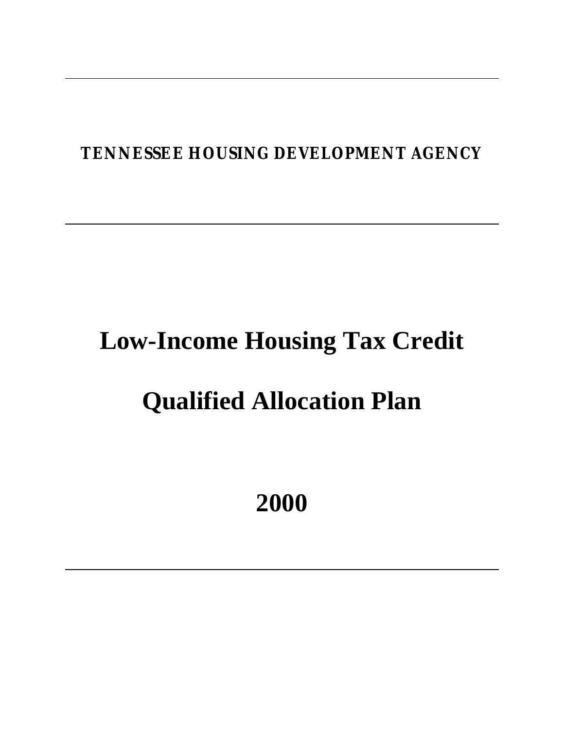**TENNESSEE HOUSING DEVELOPMENT AGENCY**

---

# Low-Income Housing Tax Credit

# Qualified Allocation Plan

# 2000

---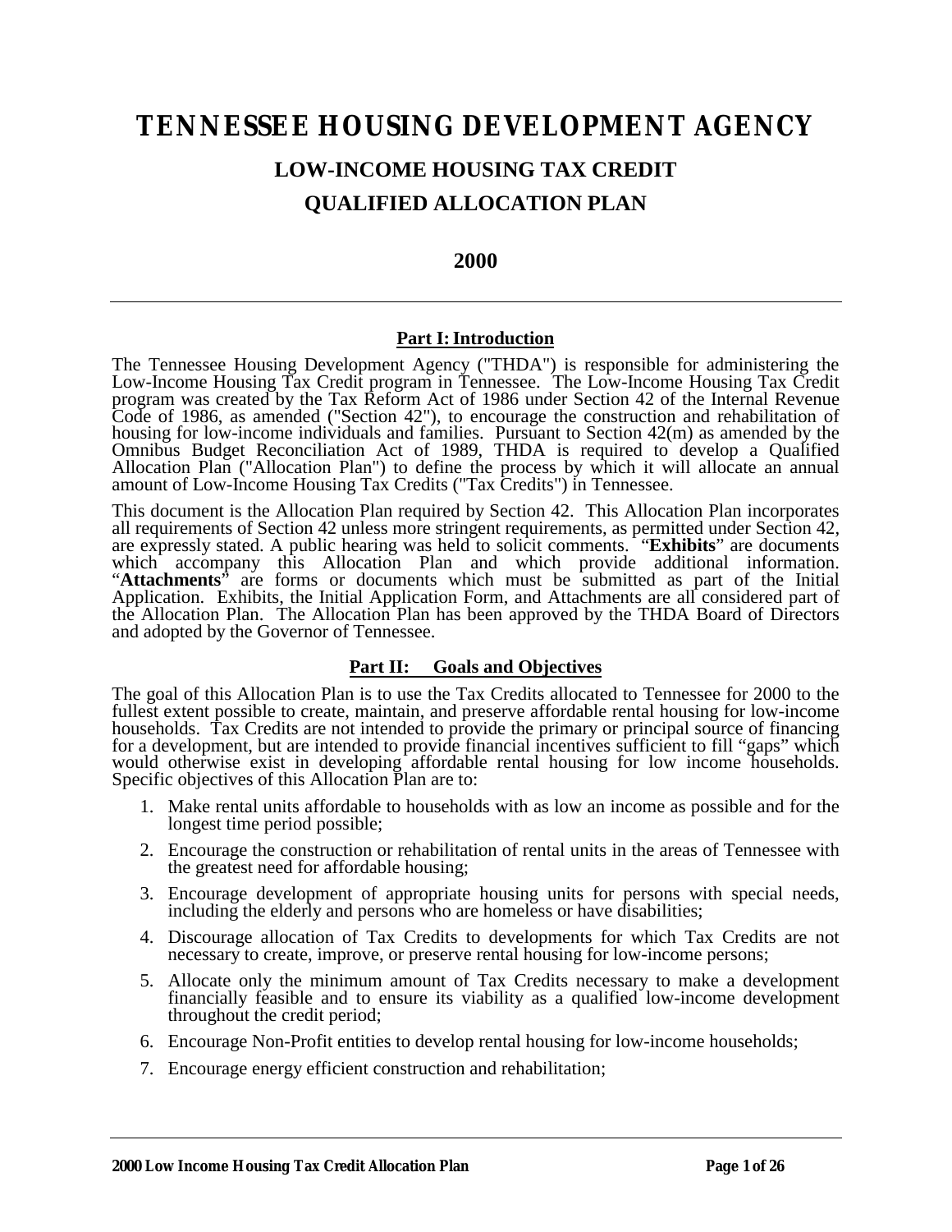# TENNESSEE HOUSING DEVELOPMENT AGENCY

## LOW-INCOME HOUSING TAX CREDIT

## QUALIFIED ALLOCATION PLAN

## 2000

---

### Part I: Introduction

The Tennessee Housing Development Agency ("THDA") is responsible for administering the Low-Income Housing Tax Credit program in Tennessee. The Low-Income Housing Tax Credit program was created by the Tax Reform Act of 1986 under Section 42 of the Internal Revenue Code of 1986, as amended ("Section 42"), to encourage the construction and rehabilitation of housing for low-income individuals and families. Pursuant to Section 42(m) as amended by the Omnibus Budget Reconciliation Act of 1989, THDA is required to develop a Qualified Allocation Plan ("Allocation Plan") to define the process by which it will allocate an annual amount of Low-Income Housing Tax Credits ("Tax Credits") in Tennessee.

This document is the Allocation Plan required by Section 42. This Allocation Plan incorporates all requirements of Section 42 unless more stringent requirements, as permitted under Section 42, are expressly stated. A public hearing was held to solicit comments. "**Exhibits**" are documents which accompany this Allocation Plan and which provide additional information. "**Attachments**" are forms or documents which must be submitted as part of the Initial Application. Exhibits, the Initial Application Form, and Attachments are all considered part of the Allocation Plan. The Allocation Plan has been approved by the THDA Board of Directors and adopted by the Governor of Tennessee.

### Part II: Goals and Objectives

The goal of this Allocation Plan is to use the Tax Credits allocated to Tennessee for 2000 to the fullest extent possible to create, maintain, and preserve affordable rental housing for low-income households. Tax Credits are not intended to provide the primary or principal source of financing for a development, but are intended to provide financial incentives sufficient to fill "gaps" which would otherwise exist in developing affordable rental housing for low income households. Specific objectives of this Allocation Plan are to:

1. Make rental units affordable to households with as low an income as possible and for the longest time period possible;
2. Encourage the construction or rehabilitation of rental units in the areas of Tennessee with the greatest need for affordable housing;
3. Encourage development of appropriate housing units for persons with special needs, including the elderly and persons who are homeless or have disabilities;
4. Discourage allocation of Tax Credits to developments for which Tax Credits are not necessary to create, improve, or preserve rental housing for low-income persons;
5. Allocate only the minimum amount of Tax Credits necessary to make a development financially feasible and to ensure its viability as a qualified low-income development throughout the credit period;
6. Encourage Non-Profit entities to develop rental housing for low-income households;
7. Encourage energy efficient construction and rehabilitation;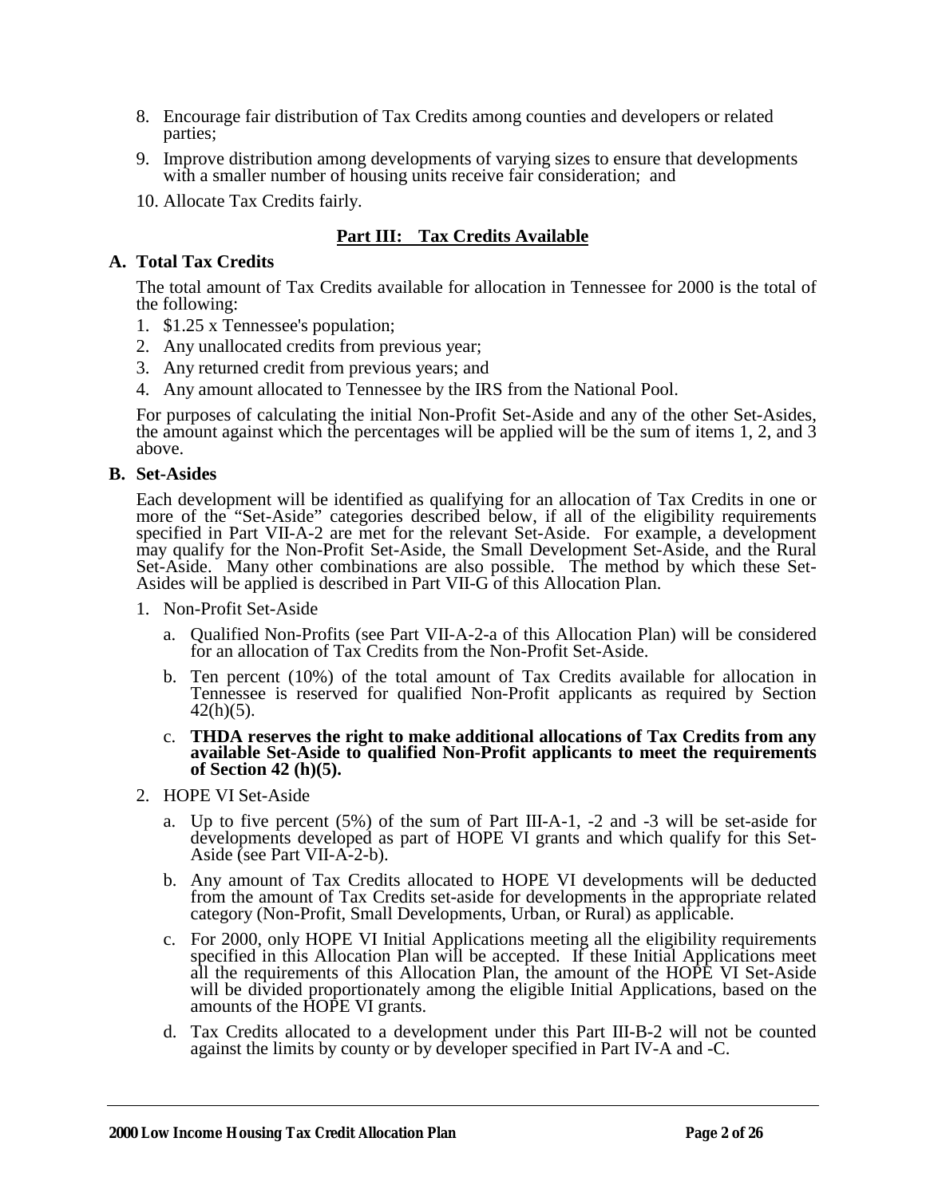8. Encourage fair distribution of Tax Credits among counties and developers or related parties;
9. Improve distribution among developments of varying sizes to ensure that developments with a smaller number of housing units receive fair consideration; and
10. Allocate Tax Credits fairly.

## Part III: Tax Credits Available

### A. Total Tax Credits

The total amount of Tax Credits available for allocation in Tennessee for 2000 is the total of the following:

1. $1.25 x Tennessee's population;
2. Any unallocated credits from previous year;
3. Any returned credit from previous years; and
4. Any amount allocated to Tennessee by the IRS from the National Pool.

For purposes of calculating the initial Non-Profit Set-Aside and any of the other Set-Asides, the amount against which the percentages will be applied will be the sum of items 1, 2, and 3 above.

### B. Set-Asides

Each development will be identified as qualifying for an allocation of Tax Credits in one or more of the "Set-Aside" categories described below, if all of the eligibility requirements specified in Part VII-A-2 are met for the relevant Set-Aside. For example, a development may qualify for the Non-Profit Set-Aside, the Small Development Set-Aside, and the Rural Set-Aside. Many other combinations are also possible. The method by which these Set-Asides will be applied is described in Part VII-G of this Allocation Plan.

1. Non-Profit Set-Aside
   a. Qualified Non-Profits (see Part VII-A-2-a of this Allocation Plan) will be considered for an allocation of Tax Credits from the Non-Profit Set-Aside.
   b. Ten percent (10%) of the total amount of Tax Credits available for allocation in Tennessee is reserved for qualified Non-Profit applicants as required by Section 42(h)(5).
   c. **THDA reserves the right to make additional allocations of Tax Credits from any available Set-Aside to qualified Non-Profit applicants to meet the requirements of Section 42 (h)(5).**
2. HOPE VI Set-Aside
   a. Up to five percent (5%) of the sum of Part III-A-1, -2 and -3 will be set-aside for developments developed as part of HOPE VI grants and which qualify for this Set-Aside (see Part VII-A-2-b).
   b. Any amount of Tax Credits allocated to HOPE VI developments will be deducted from the amount of Tax Credits set-aside for developments in the appropriate related category (Non-Profit, Small Developments, Urban, or Rural) as applicable.
   c. For 2000, only HOPE VI Initial Applications meeting all the eligibility requirements specified in this Allocation Plan will be accepted. If these Initial Applications meet all the requirements of this Allocation Plan, the amount of the HOPE VI Set-Aside will be divided proportionately among the eligible Initial Applications, based on the amounts of the HOPE VI grants.
   d. Tax Credits allocated to a development under this Part III-B-2 will not be counted against the limits by county or by developer specified in Part IV-A and -C.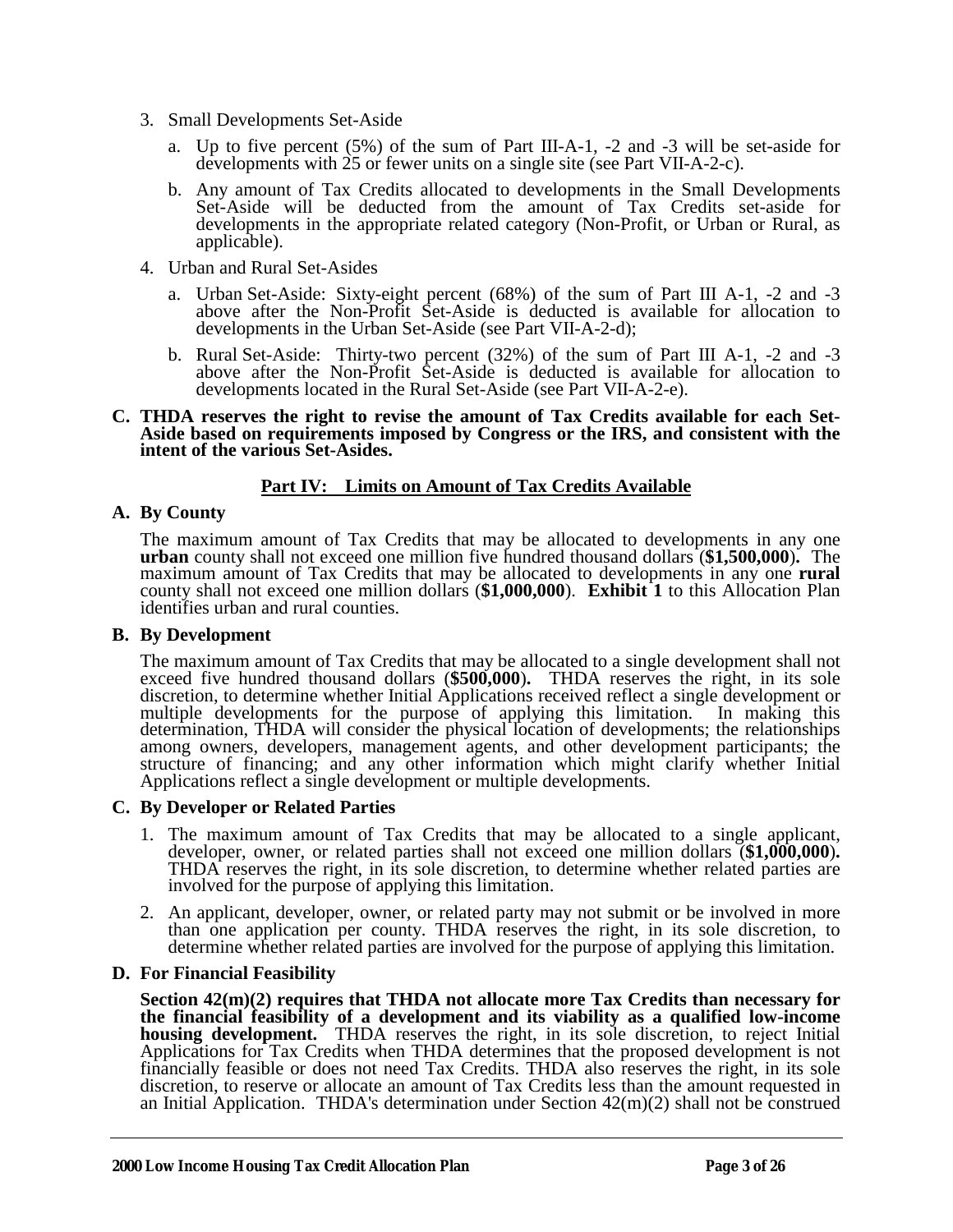3. Small Developments Set-Aside

   a. Up to five percent (5%) of the sum of Part III-A-1, -2 and -3 will be set-aside for developments with 25 or fewer units on a single site (see Part VII-A-2-c).

   b. Any amount of Tax Credits allocated to developments in the Small Developments Set-Aside will be deducted from the amount of Tax Credits set-aside for developments in the appropriate related category (Non-Profit, or Urban or Rural, as applicable).

4. Urban and Rural Set-Asides

   a. Urban Set-Aside: Sixty-eight percent (68%) of the sum of Part III A-1, -2 and -3 above after the Non-Profit Set-Aside is deducted is available for allocation to developments in the Urban Set-Aside (see Part VII-A-2-d);

   b. Rural Set-Aside: Thirty-two percent (32%) of the sum of Part III A-1, -2 and -3 above after the Non-Profit Set-Aside is deducted is available for allocation to developments located in the Rural Set-Aside (see Part VII-A-2-e).

**C. THDA reserves the right to revise the amount of Tax Credits available for each Set-Aside based on requirements imposed by Congress or the IRS, and consistent with the intent of the various Set-Asides.**

## Part IV: Limits on Amount of Tax Credits Available

### A. By County

The maximum amount of Tax Credits that may be allocated to developments in any one **urban** county shall not exceed one million five hundred thousand dollars (**$1,500,000**)**.** The maximum amount of Tax Credits that may be allocated to developments in any one **rural** county shall not exceed one million dollars (**$1,000,000**). **Exhibit 1** to this Allocation Plan identifies urban and rural counties.

### B. By Development

The maximum amount of Tax Credits that may be allocated to a single development shall not exceed five hundred thousand dollars (**$500,000**)**.** THDA reserves the right, in its sole discretion, to determine whether Initial Applications received reflect a single development or multiple developments for the purpose of applying this limitation. In making this determination, THDA will consider the physical location of developments; the relationships among owners, developers, management agents, and other development participants; the structure of financing; and any other information which might clarify whether Initial Applications reflect a single development or multiple developments.

### C. By Developer or Related Parties

1. The maximum amount of Tax Credits that may be allocated to a single applicant, developer, owner, or related parties shall not exceed one million dollars (**$1,000,000**)**.** THDA reserves the right, in its sole discretion, to determine whether related parties are involved for the purpose of applying this limitation.

2. An applicant, developer, owner, or related party may not submit or be involved in more than one application per county. THDA reserves the right, in its sole discretion, to determine whether related parties are involved for the purpose of applying this limitation.

### D. For Financial Feasibility

**Section 42(m)(2) requires that THDA not allocate more Tax Credits than necessary for the financial feasibility of a development and its viability as a qualified low-income housing development.** THDA reserves the right, in its sole discretion, to reject Initial Applications for Tax Credits when THDA determines that the proposed development is not financially feasible or does not need Tax Credits. THDA also reserves the right, in its sole discretion, to reserve or allocate an amount of Tax Credits less than the amount requested in an Initial Application. THDA's determination under Section 42(m)(2) shall not be construed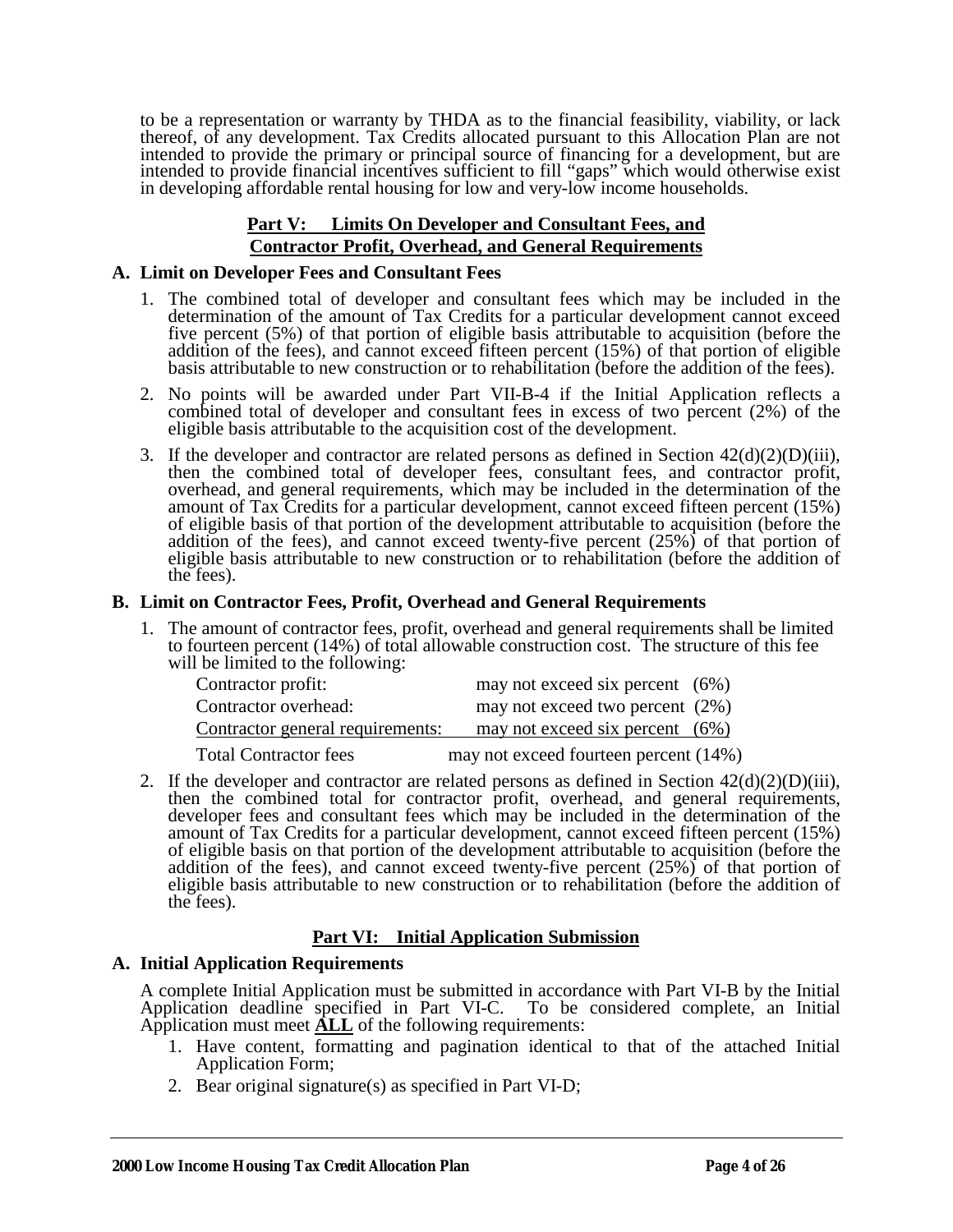to be a representation or warranty by THDA as to the financial feasibility, viability, or lack thereof, of any development. Tax Credits allocated pursuant to this Allocation Plan are not intended to provide the primary or principal source of financing for a development, but are intended to provide financial incentives sufficient to fill "gaps" which would otherwise exist in developing affordable rental housing for low and very-low income households.

## Part V: Limits On Developer and Consultant Fees, and Contractor Profit, Overhead, and General Requirements

### A. Limit on Developer Fees and Consultant Fees

1. The combined total of developer and consultant fees which may be included in the determination of the amount of Tax Credits for a particular development cannot exceed five percent (5%) of that portion of eligible basis attributable to acquisition (before the addition of the fees), and cannot exceed fifteen percent (15%) of that portion of eligible basis attributable to new construction or to rehabilitation (before the addition of the fees).
2. No points will be awarded under Part VII-B-4 if the Initial Application reflects a combined total of developer and consultant fees in excess of two percent (2%) of the eligible basis attributable to the acquisition cost of the development.
3. If the developer and contractor are related persons as defined in Section 42(d)(2)(D)(iii), then the combined total of developer fees, consultant fees, and contractor profit, overhead, and general requirements, which may be included in the determination of the amount of Tax Credits for a particular development, cannot exceed fifteen percent (15%) of eligible basis of that portion of the development attributable to acquisition (before the addition of the fees), and cannot exceed twenty-five percent (25%) of that portion of eligible basis attributable to new construction or to rehabilitation (before the addition of the fees).

### B. Limit on Contractor Fees, Profit, Overhead and General Requirements

1. The amount of contractor fees, profit, overhead and general requirements shall be limited to fourteen percent (14%) of total allowable construction cost. The structure of this fee will be limited to the following:

| | |
|---|---|
| Contractor profit: | may not exceed six percent (6%) |
| Contractor overhead: | may not exceed two percent (2%) |
| Contractor general requirements: | may not exceed six percent (6%) |
| Total Contractor fees | may not exceed fourteen percent (14%) |

2. If the developer and contractor are related persons as defined in Section 42(d)(2)(D)(iii), then the combined total for contractor profit, overhead, and general requirements, developer fees and consultant fees which may be included in the determination of the amount of Tax Credits for a particular development, cannot exceed fifteen percent (15%) of eligible basis on that portion of the development attributable to acquisition (before the addition of the fees), and cannot exceed twenty-five percent (25%) of that portion of eligible basis attributable to new construction or to rehabilitation (before the addition of the fees).

## Part VI: Initial Application Submission

### A. Initial Application Requirements

A complete Initial Application must be submitted in accordance with Part VI-B by the Initial Application deadline specified in Part VI-C. To be considered complete, an Initial Application must meet **ALL** of the following requirements:

1. Have content, formatting and pagination identical to that of the attached Initial Application Form;
2. Bear original signature(s) as specified in Part VI-D;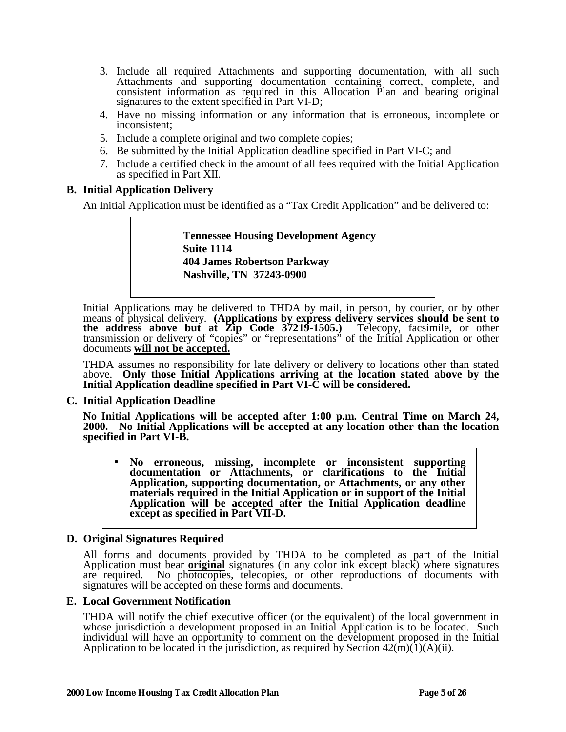3. Include all required Attachments and supporting documentation, with all such Attachments and supporting documentation containing correct, complete, and consistent information as required in this Allocation Plan and bearing original signatures to the extent specified in Part VI-D;
4. Have no missing information or any information that is erroneous, incomplete or inconsistent;
5. Include a complete original and two complete copies;
6. Be submitted by the Initial Application deadline specified in Part VI-C; and
7. Include a certified check in the amount of all fees required with the Initial Application as specified in Part XII.

**B. Initial Application Delivery**

An Initial Application must be identified as a "Tax Credit Application" and be delivered to:

> **Tennessee Housing Development Agency**
> **Suite 1114**
> **404 James Robertson Parkway**
> **Nashville, TN 37243-0900**

Initial Applications may be delivered to THDA by mail, in person, by courier, or by other means of physical delivery. **(Applications by express delivery services should be sent to the address above but at Zip Code 37219-1505.)** Telecopy, facsimile, or other transmission or delivery of "copies" or "representations" of the Initial Application or other documents **<u>will not be accepted.</u>**

THDA assumes no responsibility for late delivery or delivery to locations other than stated above. **Only those Initial Applications arriving at the location stated above by the Initial Application deadline specified in Part VI-C will be considered.**

**C. Initial Application Deadline**

**No Initial Applications will be accepted after 1:00 p.m. Central Time on March 24, 2000. No Initial Applications will be accepted at any location other than the location specified in Part VI-B.**

- **No erroneous, missing, incomplete or inconsistent supporting documentation or Attachments, or clarifications to the Initial Application, supporting documentation, or Attachments, or any other materials required in the Initial Application or in support of the Initial Application will be accepted after the Initial Application deadline except as specified in Part VII-D.**

**D. Original Signatures Required**

All forms and documents provided by THDA to be completed as part of the Initial Application must bear **<u>original</u>** signatures (in any color ink except black) where signatures are required. No photocopies, telecopies, or other reproductions of documents with signatures will be accepted on these forms and documents.

**E. Local Government Notification**

THDA will notify the chief executive officer (or the equivalent) of the local government in whose jurisdiction a development proposed in an Initial Application is to be located. Such individual will have an opportunity to comment on the development proposed in the Initial Application to be located in the jurisdiction, as required by Section 42(m)(1)(A)(ii).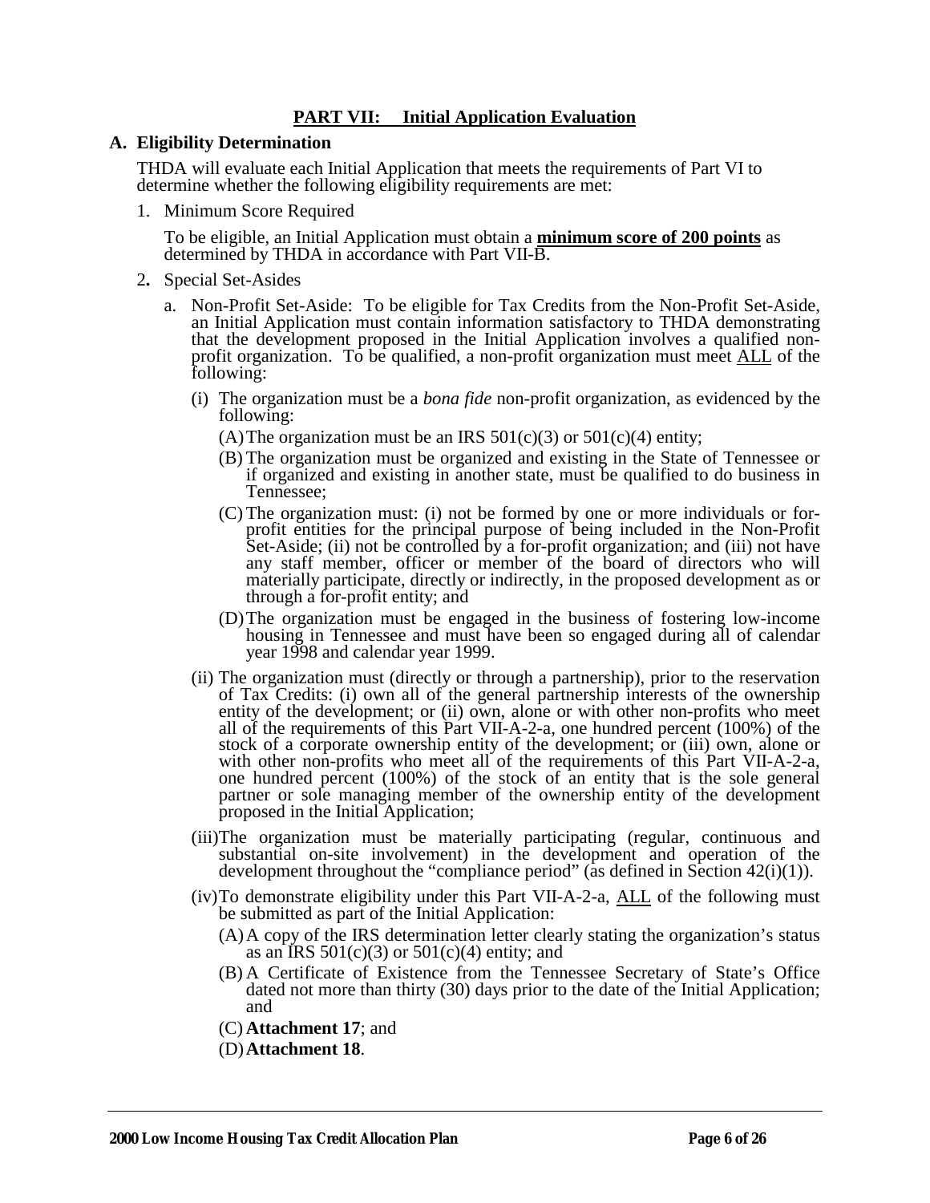## PART VII: Initial Application Evaluation

**A. Eligibility Determination**

THDA will evaluate each Initial Application that meets the requirements of Part VI to determine whether the following eligibility requirements are met:

1. Minimum Score Required

   To be eligible, an Initial Application must obtain a **minimum score of 200 points** as determined by THDA in accordance with Part VII-B.

2. Special Set-Asides

   a. Non-Profit Set-Aside: To be eligible for Tax Credits from the Non-Profit Set-Aside, an Initial Application must contain information satisfactory to THDA demonstrating that the development proposed in the Initial Application involves a qualified non-profit organization. To be qualified, a non-profit organization must meet ALL of the following:

      (i) The organization must be a *bona fide* non-profit organization, as evidenced by the following:

         (A) The organization must be an IRS 501(c)(3) or 501(c)(4) entity;

         (B) The organization must be organized and existing in the State of Tennessee or if organized and existing in another state, must be qualified to do business in Tennessee;

         (C) The organization must: (i) not be formed by one or more individuals or for-profit entities for the principal purpose of being included in the Non-Profit Set-Aside; (ii) not be controlled by a for-profit organization; and (iii) not have any staff member, officer or member of the board of directors who will materially participate, directly or indirectly, in the proposed development as or through a for-profit entity; and

         (D) The organization must be engaged in the business of fostering low-income housing in Tennessee and must have been so engaged during all of calendar year 1998 and calendar year 1999.

      (ii) The organization must (directly or through a partnership), prior to the reservation of Tax Credits: (i) own all of the general partnership interests of the ownership entity of the development; or (ii) own, alone or with other non-profits who meet all of the requirements of this Part VII-A-2-a, one hundred percent (100%) of the stock of a corporate ownership entity of the development; or (iii) own, alone or with other non-profits who meet all of the requirements of this Part VII-A-2-a, one hundred percent (100%) of the stock of an entity that is the sole general partner or sole managing member of the ownership entity of the development proposed in the Initial Application;

      (iii) The organization must be materially participating (regular, continuous and substantial on-site involvement) in the development and operation of the development throughout the "compliance period" (as defined in Section 42(i)(1)).

      (iv) To demonstrate eligibility under this Part VII-A-2-a, ALL of the following must be submitted as part of the Initial Application:

         (A) A copy of the IRS determination letter clearly stating the organization's status as an IRS 501(c)(3) or 501(c)(4) entity; and

         (B) A Certificate of Existence from the Tennessee Secretary of State's Office dated not more than thirty (30) days prior to the date of the Initial Application; and

         (C) **Attachment 17**; and

         (D) **Attachment 18**.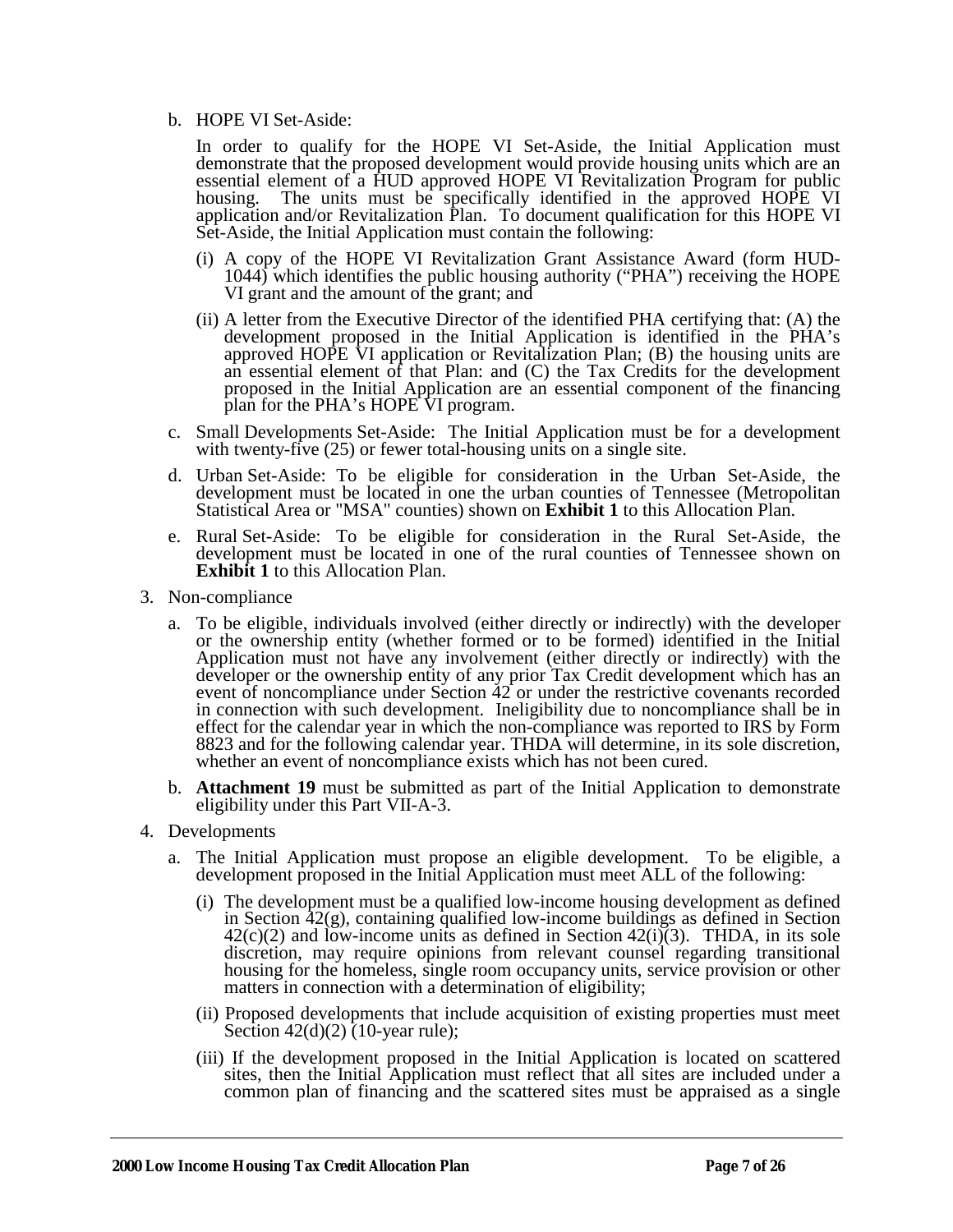b. HOPE VI Set-Aside:

   In order to qualify for the HOPE VI Set-Aside, the Initial Application must demonstrate that the proposed development would provide housing units which are an essential element of a HUD approved HOPE VI Revitalization Program for public housing. The units must be specifically identified in the approved HOPE VI application and/or Revitalization Plan. To document qualification for this HOPE VI Set-Aside, the Initial Application must contain the following:

   (i) A copy of the HOPE VI Revitalization Grant Assistance Award (form HUD-1044) which identifies the public housing authority ("PHA") receiving the HOPE VI grant and the amount of the grant; and

   (ii) A letter from the Executive Director of the identified PHA certifying that: (A) the development proposed in the Initial Application is identified in the PHA's approved HOPE VI application or Revitalization Plan; (B) the housing units are an essential element of that Plan: and (C) the Tax Credits for the development proposed in the Initial Application are an essential component of the financing plan for the PHA's HOPE VI program.

c. Small Developments Set-Aside: The Initial Application must be for a development with twenty-five (25) or fewer total-housing units on a single site.

d. Urban Set-Aside: To be eligible for consideration in the Urban Set-Aside, the development must be located in one the urban counties of Tennessee (Metropolitan Statistical Area or "MSA" counties) shown on **Exhibit 1** to this Allocation Plan.

e. Rural Set-Aside: To be eligible for consideration in the Rural Set-Aside, the development must be located in one of the rural counties of Tennessee shown on **Exhibit 1** to this Allocation Plan.

3. Non-compliance

   a. To be eligible, individuals involved (either directly or indirectly) with the developer or the ownership entity (whether formed or to be formed) identified in the Initial Application must not have any involvement (either directly or indirectly) with the developer or the ownership entity of any prior Tax Credit development which has an event of noncompliance under Section 42 or under the restrictive covenants recorded in connection with such development. Ineligibility due to noncompliance shall be in effect for the calendar year in which the non-compliance was reported to IRS by Form 8823 and for the following calendar year. THDA will determine, in its sole discretion, whether an event of noncompliance exists which has not been cured.

   b. **Attachment 19** must be submitted as part of the Initial Application to demonstrate eligibility under this Part VII-A-3.

4. Developments

   a. The Initial Application must propose an eligible development. To be eligible, a development proposed in the Initial Application must meet ALL of the following:

      (i) The development must be a qualified low-income housing development as defined in Section 42(g), containing qualified low-income buildings as defined in Section 42(c)(2) and low-income units as defined in Section 42(i)(3). THDA, in its sole discretion, may require opinions from relevant counsel regarding transitional housing for the homeless, single room occupancy units, service provision or other matters in connection with a determination of eligibility;

      (ii) Proposed developments that include acquisition of existing properties must meet Section 42(d)(2) (10-year rule);

      (iii) If the development proposed in the Initial Application is located on scattered sites, then the Initial Application must reflect that all sites are included under a common plan of financing and the scattered sites must be appraised as a single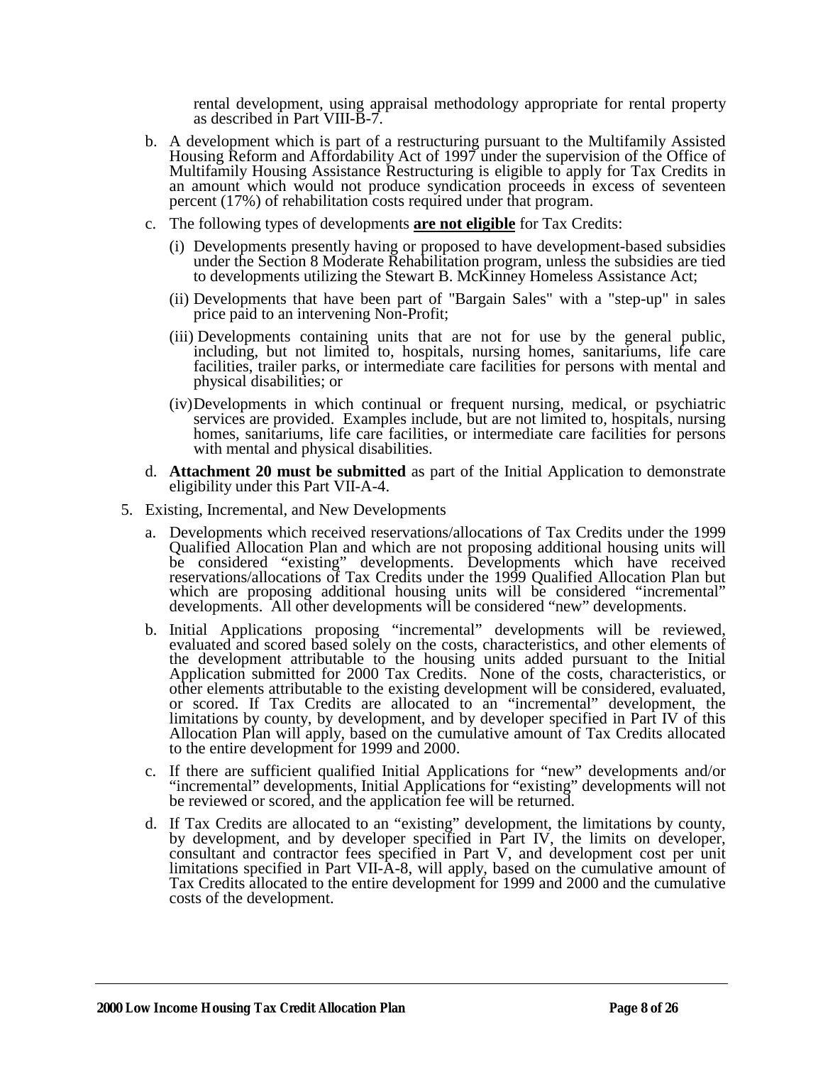rental development, using appraisal methodology appropriate for rental property as described in Part VIII-B-7.

b. A development which is part of a restructuring pursuant to the Multifamily Assisted Housing Reform and Affordability Act of 1997 under the supervision of the Office of Multifamily Housing Assistance Restructuring is eligible to apply for Tax Credits in an amount which would not produce syndication proceeds in excess of seventeen percent (17%) of rehabilitation costs required under that program.

c. The following types of developments **<u>are not eligible</u>** for Tax Credits:

   (i) Developments presently having or proposed to have development-based subsidies under the Section 8 Moderate Rehabilitation program, unless the subsidies are tied to developments utilizing the Stewart B. McKinney Homeless Assistance Act;

   (ii) Developments that have been part of "Bargain Sales" with a "step-up" in sales price paid to an intervening Non-Profit;

   (iii) Developments containing units that are not for use by the general public, including, but not limited to, hospitals, nursing homes, sanitariums, life care facilities, trailer parks, or intermediate care facilities for persons with mental and physical disabilities; or

   (iv) Developments in which continual or frequent nursing, medical, or psychiatric services are provided. Examples include, but are not limited to, hospitals, nursing homes, sanitariums, life care facilities, or intermediate care facilities for persons with mental and physical disabilities.

d. **Attachment 20 must be submitted** as part of the Initial Application to demonstrate eligibility under this Part VII-A-4.

5. Existing, Incremental, and New Developments

   a. Developments which received reservations/allocations of Tax Credits under the 1999 Qualified Allocation Plan and which are not proposing additional housing units will be considered "existing" developments. Developments which have received reservations/allocations of Tax Credits under the 1999 Qualified Allocation Plan but which are proposing additional housing units will be considered "incremental" developments. All other developments will be considered "new" developments.

   b. Initial Applications proposing "incremental" developments will be reviewed, evaluated and scored based solely on the costs, characteristics, and other elements of the development attributable to the housing units added pursuant to the Initial Application submitted for 2000 Tax Credits. None of the costs, characteristics, or other elements attributable to the existing development will be considered, evaluated, or scored. If Tax Credits are allocated to an "incremental" development, the limitations by county, by development, and by developer specified in Part IV of this Allocation Plan will apply, based on the cumulative amount of Tax Credits allocated to the entire development for 1999 and 2000.

   c. If there are sufficient qualified Initial Applications for "new" developments and/or "incremental" developments, Initial Applications for "existing" developments will not be reviewed or scored, and the application fee will be returned.

   d. If Tax Credits are allocated to an "existing" development, the limitations by county, by development, and by developer specified in Part IV, the limits on developer, consultant and contractor fees specified in Part V, and development cost per unit limitations specified in Part VII-A-8, will apply, based on the cumulative amount of Tax Credits allocated to the entire development for 1999 and 2000 and the cumulative costs of the development.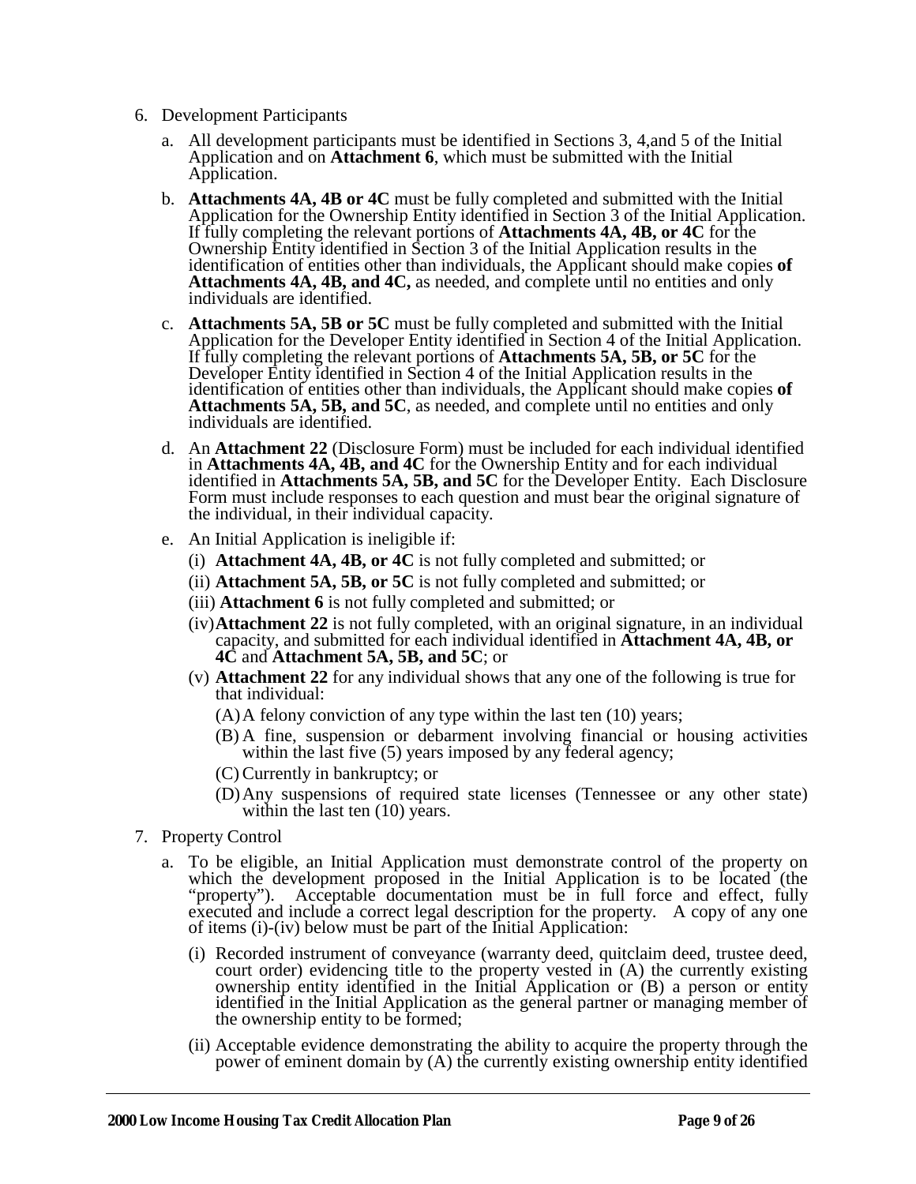6. Development Participants

   a. All development participants must be identified in Sections 3, 4,and 5 of the Initial Application and on **Attachment 6**, which must be submitted with the Initial Application.

   b. **Attachments 4A, 4B or 4C** must be fully completed and submitted with the Initial Application for the Ownership Entity identified in Section 3 of the Initial Application. If fully completing the relevant portions of **Attachments 4A, 4B, or 4C** for the Ownership Entity identified in Section 3 of the Initial Application results in the identification of entities other than individuals, the Applicant should make copies **of Attachments 4A, 4B, and 4C,** as needed, and complete until no entities and only individuals are identified.

   c. **Attachments 5A, 5B or 5C** must be fully completed and submitted with the Initial Application for the Developer Entity identified in Section 4 of the Initial Application. If fully completing the relevant portions of **Attachments 5A, 5B, or 5C** for the Developer Entity identified in Section 4 of the Initial Application results in the identification of entities other than individuals, the Applicant should make copies **of Attachments 5A, 5B, and 5C**, as needed, and complete until no entities and only individuals are identified.

   d. An **Attachment 22** (Disclosure Form) must be included for each individual identified in **Attachments 4A, 4B, and 4C** for the Ownership Entity and for each individual identified in **Attachments 5A, 5B, and 5C** for the Developer Entity. Each Disclosure Form must include responses to each question and must bear the original signature of the individual, in their individual capacity.

   e. An Initial Application is ineligible if:

      (i) **Attachment 4A, 4B, or 4C** is not fully completed and submitted; or

      (ii) **Attachment 5A, 5B, or 5C** is not fully completed and submitted; or

      (iii) **Attachment 6** is not fully completed and submitted; or

      (iv) **Attachment 22** is not fully completed, with an original signature, in an individual capacity, and submitted for each individual identified in **Attachment 4A, 4B, or 4C** and **Attachment 5A, 5B, and 5C**; or

      (v) **Attachment 22** for any individual shows that any one of the following is true for that individual:

         (A) A felony conviction of any type within the last ten (10) years;

         (B) A fine, suspension or debarment involving financial or housing activities within the last five (5) years imposed by any federal agency;

         (C) Currently in bankruptcy; or

         (D) Any suspensions of required state licenses (Tennessee or any other state) within the last ten (10) years.

7. Property Control

   a. To be eligible, an Initial Application must demonstrate control of the property on which the development proposed in the Initial Application is to be located (the "property"). Acceptable documentation must be in full force and effect, fully executed and include a correct legal description for the property. A copy of any one of items (i)-(iv) below must be part of the Initial Application:

      (i) Recorded instrument of conveyance (warranty deed, quitclaim deed, trustee deed, court order) evidencing title to the property vested in (A) the currently existing ownership entity identified in the Initial Application or (B) a person or entity identified in the Initial Application as the general partner or managing member of the ownership entity to be formed;

      (ii) Acceptable evidence demonstrating the ability to acquire the property through the power of eminent domain by (A) the currently existing ownership entity identified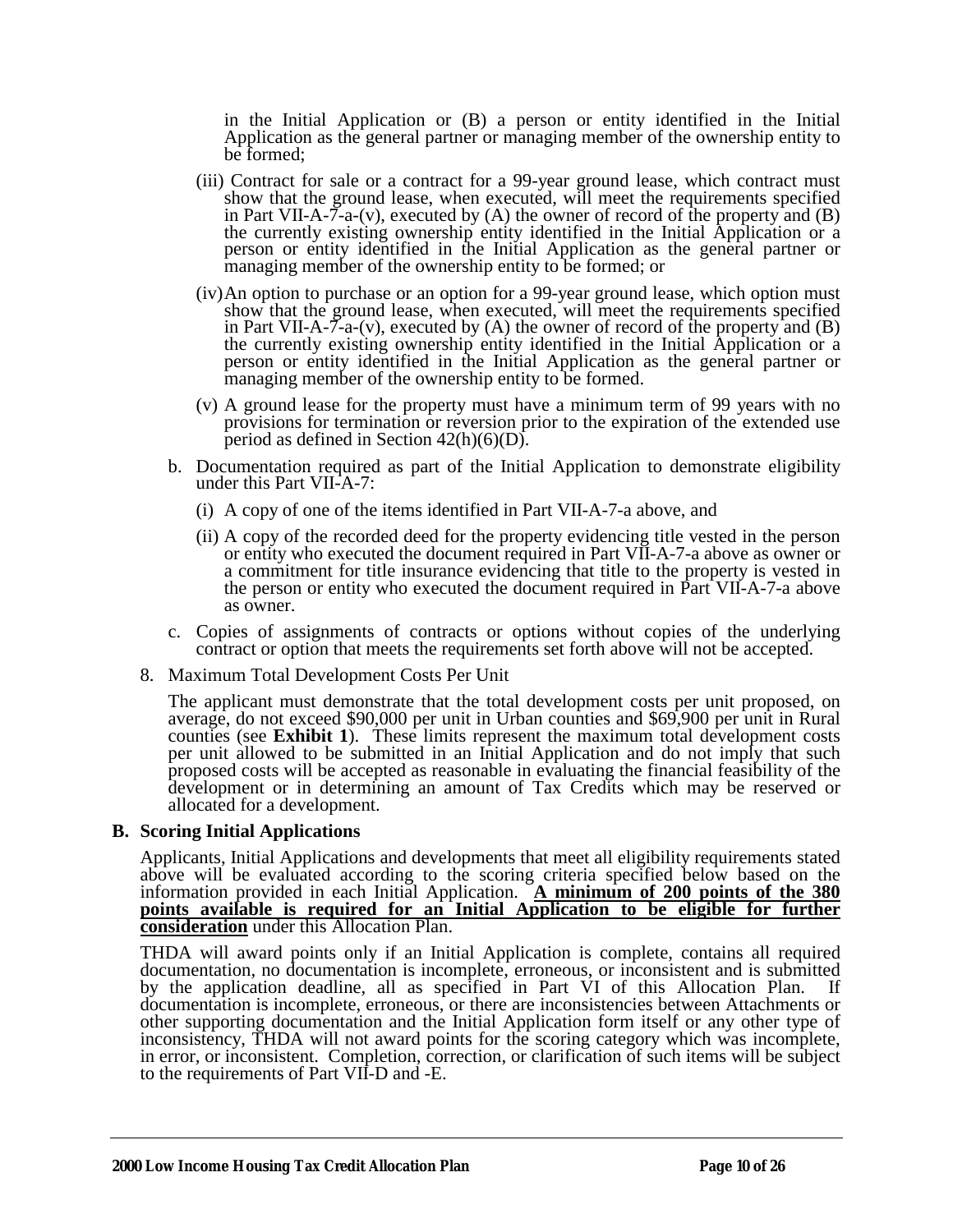in the Initial Application or (B) a person or entity identified in the Initial Application as the general partner or managing member of the ownership entity to be formed;

(iii) Contract for sale or a contract for a 99-year ground lease, which contract must show that the ground lease, when executed, will meet the requirements specified in Part VII-A-7-a-(v), executed by (A) the owner of record of the property and (B) the currently existing ownership entity identified in the Initial Application or a person or entity identified in the Initial Application as the general partner or managing member of the ownership entity to be formed; or

(iv) An option to purchase or an option for a 99-year ground lease, which option must show that the ground lease, when executed, will meet the requirements specified in Part VII-A-7-a-(v), executed by (A) the owner of record of the property and (B) the currently existing ownership entity identified in the Initial Application or a person or entity identified in the Initial Application as the general partner or managing member of the ownership entity to be formed.

(v) A ground lease for the property must have a minimum term of 99 years with no provisions for termination or reversion prior to the expiration of the extended use period as defined in Section 42(h)(6)(D).

b. Documentation required as part of the Initial Application to demonstrate eligibility under this Part VII-A-7:

(i) A copy of one of the items identified in Part VII-A-7-a above, and

(ii) A copy of the recorded deed for the property evidencing title vested in the person or entity who executed the document required in Part VII-A-7-a above as owner or a commitment for title insurance evidencing that title to the property is vested in the person or entity who executed the document required in Part VII-A-7-a above as owner.

c. Copies of assignments of contracts or options without copies of the underlying contract or option that meets the requirements set forth above will not be accepted.

8. Maximum Total Development Costs Per Unit

The applicant must demonstrate that the total development costs per unit proposed, on average, do not exceed $90,000 per unit in Urban counties and $69,900 per unit in Rural counties (see **Exhibit 1**). These limits represent the maximum total development costs per unit allowed to be submitted in an Initial Application and do not imply that such proposed costs will be accepted as reasonable in evaluating the financial feasibility of the development or in determining an amount of Tax Credits which may be reserved or allocated for a development.

## B. Scoring Initial Applications

Applicants, Initial Applications and developments that meet all eligibility requirements stated above will be evaluated according to the scoring criteria specified below based on the information provided in each Initial Application. **A minimum of 200 points of the 380 points available is required for an Initial Application to be eligible for further consideration** under this Allocation Plan.

THDA will award points only if an Initial Application is complete, contains all required documentation, no documentation is incomplete, erroneous, or inconsistent and is submitted by the application deadline, all as specified in Part VI of this Allocation Plan. If documentation is incomplete, erroneous, or there are inconsistencies between Attachments or other supporting documentation and the Initial Application form itself or any other type of inconsistency, THDA will not award points for the scoring category which was incomplete, in error, or inconsistent. Completion, correction, or clarification of such items will be subject to the requirements of Part VII-D and -E.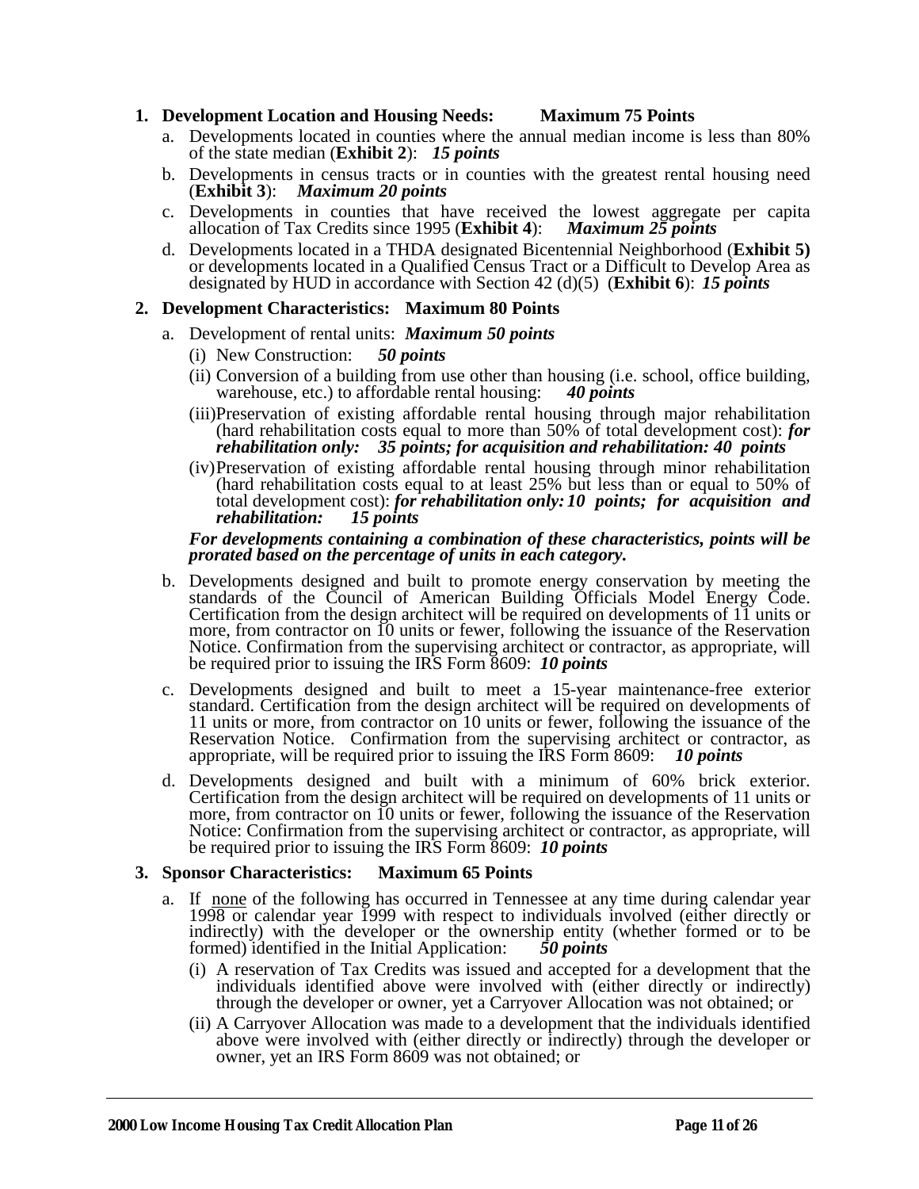1. **Development Location and Housing Needs: Maximum 75 Points**
   a. Developments located in counties where the annual median income is less than 80% of the state median (**Exhibit 2**): ***15 points***
   b. Developments in census tracts or in counties with the greatest rental housing need (**Exhibit 3**): ***Maximum 20 points***
   c. Developments in counties that have received the lowest aggregate per capita allocation of Tax Credits since 1995 (**Exhibit 4**): ***Maximum 25 points***
   d. Developments located in a THDA designated Bicentennial Neighborhood (**Exhibit 5)** or developments located in a Qualified Census Tract or a Difficult to Develop Area as designated by HUD in accordance with Section 42 (d)(5) (**Exhibit 6**): ***15 points***

2. **Development Characteristics: Maximum 80 Points**
   a. Development of rental units: ***Maximum 50 points***
      (i) New Construction: ***50 points***
      (ii) Conversion of a building from use other than housing (i.e. school, office building, warehouse, etc.) to affordable rental housing: ***40 points***
      (iii) Preservation of existing affordable rental housing through major rehabilitation (hard rehabilitation costs equal to more than 50% of total development cost): ***for rehabilitation only: 35 points; for acquisition and rehabilitation: 40 points***
      (iv) Preservation of existing affordable rental housing through minor rehabilitation (hard rehabilitation costs equal to at least 25% but less than or equal to 50% of total development cost): ***for rehabilitation only: 10 points; for acquisition and rehabilitation: 15 points***

      ***For developments containing a combination of these characteristics, points will be prorated based on the percentage of units in each category.***
   b. Developments designed and built to promote energy conservation by meeting the standards of the Council of American Building Officials Model Energy Code. Certification from the design architect will be required on developments of 11 units or more, from contractor on 10 units or fewer, following the issuance of the Reservation Notice. Confirmation from the supervising architect or contractor, as appropriate, will be required prior to issuing the IRS Form 8609: ***10 points***
   c. Developments designed and built to meet a 15-year maintenance-free exterior standard. Certification from the design architect will be required on developments of 11 units or more, from contractor on 10 units or fewer, following the issuance of the Reservation Notice. Confirmation from the supervising architect or contractor, as appropriate, will be required prior to issuing the IRS Form 8609: ***10 points***
   d. Developments designed and built with a minimum of 60% brick exterior. Certification from the design architect will be required on developments of 11 units or more, from contractor on 10 units or fewer, following the issuance of the Reservation Notice: Confirmation from the supervising architect or contractor, as appropriate, will be required prior to issuing the IRS Form 8609: ***10 points***

3. **Sponsor Characteristics: Maximum 65 Points**
   a. If none of the following has occurred in Tennessee at any time during calendar year 1998 or calendar year 1999 with respect to individuals involved (either directly or indirectly) with the developer or the ownership entity (whether formed or to be formed) identified in the Initial Application: ***50 points***
      (i) A reservation of Tax Credits was issued and accepted for a development that the individuals identified above were involved with (either directly or indirectly) through the developer or owner, yet a Carryover Allocation was not obtained; or
      (ii) A Carryover Allocation was made to a development that the individuals identified above were involved with (either directly or indirectly) through the developer or owner, yet an IRS Form 8609 was not obtained; or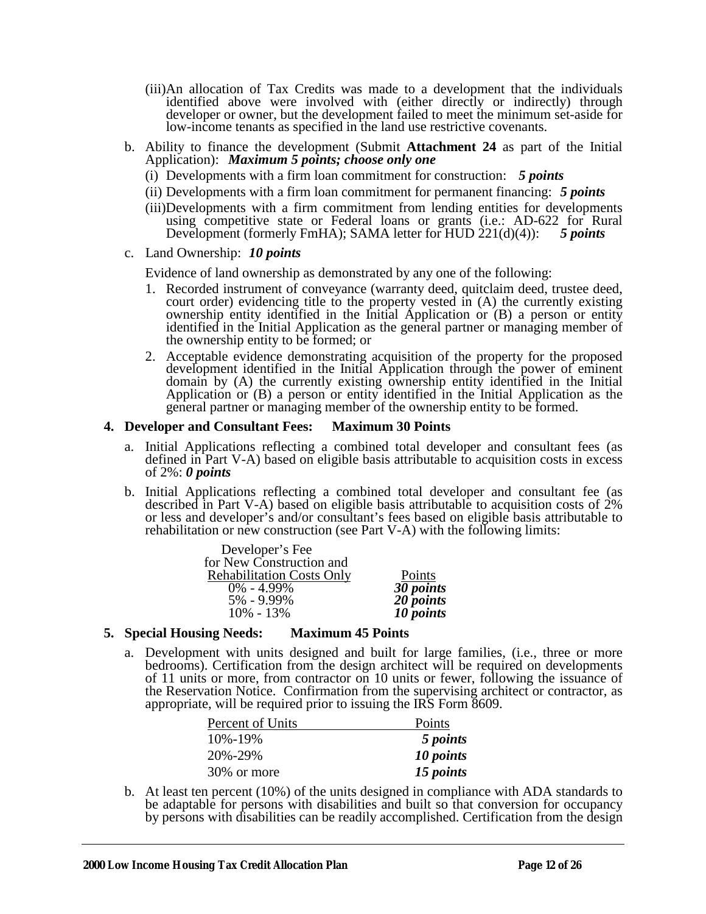(iii) An allocation of Tax Credits was made to a development that the individuals identified above were involved with (either directly or indirectly) through developer or owner, but the development failed to meet the minimum set-aside for low-income tenants as specified in the land use restrictive covenants.

b. Ability to finance the development (Submit **Attachment 24** as part of the Initial Application): ***Maximum 5 points; choose only one***

   (i) Developments with a firm loan commitment for construction: ***5 points***

   (ii) Developments with a firm loan commitment for permanent financing: ***5 points***

   (iii) Developments with a firm commitment from lending entities for developments using competitive state or Federal loans or grants (i.e.: AD-622 for Rural Development (formerly FmHA); SAMA letter for HUD 221(d)(4)): ***5 points***

c. Land Ownership: ***10 points***

   Evidence of land ownership as demonstrated by any one of the following:

   1. Recorded instrument of conveyance (warranty deed, quitclaim deed, trustee deed, court order) evidencing title to the property vested in (A) the currently existing ownership entity identified in the Initial Application or (B) a person or entity identified in the Initial Application as the general partner or managing member of the ownership entity to be formed; or
   2. Acceptable evidence demonstrating acquisition of the property for the proposed development identified in the Initial Application through the power of eminent domain by (A) the currently existing ownership entity identified in the Initial Application or (B) a person or entity identified in the Initial Application as the general partner or managing member of the ownership entity to be formed.

**4. Developer and Consultant Fees: Maximum 30 Points**

a. Initial Applications reflecting a combined total developer and consultant fees (as defined in Part V-A) based on eligible basis attributable to acquisition costs in excess of 2%: ***0 points***

b. Initial Applications reflecting a combined total developer and consultant fee (as described in Part V-A) based on eligible basis attributable to acquisition costs of 2% or less and developer's and/or consultant's fees based on eligible basis attributable to rehabilitation or new construction (see Part V-A) with the following limits:

| Developer's Fee for New Construction and Rehabilitation Costs Only | Points |
|---|---|
| 0% - 4.99% | ***30 points*** |
| 5% - 9.99% | ***20 points*** |
| 10% - 13% | ***10 points*** |

**5. Special Housing Needs: Maximum 45 Points**

a. Development with units designed and built for large families, (i.e., three or more bedrooms). Certification from the design architect will be required on developments of 11 units or more, from contractor on 10 units or fewer, following the issuance of the Reservation Notice. Confirmation from the supervising architect or contractor, as appropriate, will be required prior to issuing the IRS Form 8609.

| Percent of Units | Points |
|---|---|
| 10%-19% | ***5 points*** |
| 20%-29% | ***10 points*** |
| 30% or more | ***15 points*** |

b. At least ten percent (10%) of the units designed in compliance with ADA standards to be adaptable for persons with disabilities and built so that conversion for occupancy by persons with disabilities can be readily accomplished. Certification from the design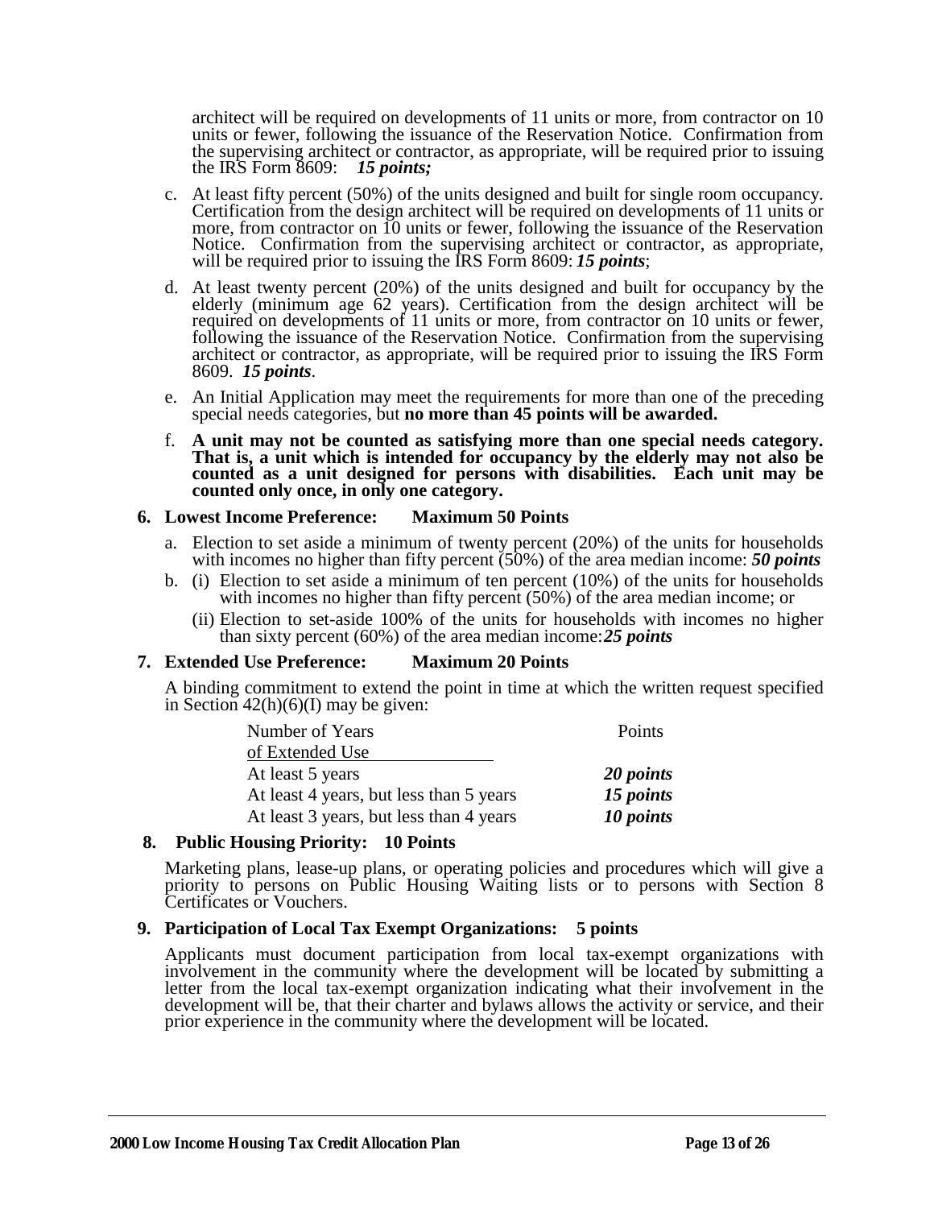architect will be required on developments of 11 units or more, from contractor on 10 units or fewer, following the issuance of the Reservation Notice. Confirmation from the supervising architect or contractor, as appropriate, will be required prior to issuing the IRS Form 8609: ***15 points;***

c. At least fifty percent (50%) of the units designed and built for single room occupancy. Certification from the design architect will be required on developments of 11 units or more, from contractor on 10 units or fewer, following the issuance of the Reservation Notice. Confirmation from the supervising architect or contractor, as appropriate, will be required prior to issuing the IRS Form 8609: ***15 points***;

d. At least twenty percent (20%) of the units designed and built for occupancy by the elderly (minimum age 62 years). Certification from the design architect will be required on developments of 11 units or more, from contractor on 10 units or fewer, following the issuance of the Reservation Notice. Confirmation from the supervising architect or contractor, as appropriate, will be required prior to issuing the IRS Form 8609. ***15 points***.

e. An Initial Application may meet the requirements for more than one of the preceding special needs categories, but **no more than 45 points will be awarded.**

f. **A unit may not be counted as satisfying more than one special needs category. That is, a unit which is intended for occupancy by the elderly may not also be counted as a unit designed for persons with disabilities. Each unit may be counted only once, in only one category.**

**6. Lowest Income Preference: Maximum 50 Points**

a. Election to set aside a minimum of twenty percent (20%) of the units for households with incomes no higher than fifty percent (50%) of the area median income: ***50 points***

b. (i) Election to set aside a minimum of ten percent (10%) of the units for households with incomes no higher than fifty percent (50%) of the area median income; or

   (ii) Election to set-aside 100% of the units for households with incomes no higher than sixty percent (60%) of the area median income: ***25 points***

**7. Extended Use Preference: Maximum 20 Points**

A binding commitment to extend the point in time at which the written request specified in Section 42(h)(6)(I) may be given:

| Number of Years of Extended Use | Points |
|---|---|
| At least 5 years | ***20 points*** |
| At least 4 years, but less than 5 years | ***15 points*** |
| At least 3 years, but less than 4 years | ***10 points*** |

**8. Public Housing Priority: 10 Points**

Marketing plans, lease-up plans, or operating policies and procedures which will give a priority to persons on Public Housing Waiting lists or to persons with Section 8 Certificates or Vouchers.

**9. Participation of Local Tax Exempt Organizations: 5 points**

Applicants must document participation from local tax-exempt organizations with involvement in the community where the development will be located by submitting a letter from the local tax-exempt organization indicating what their involvement in the development will be, that their charter and bylaws allows the activity or service, and their prior experience in the community where the development will be located.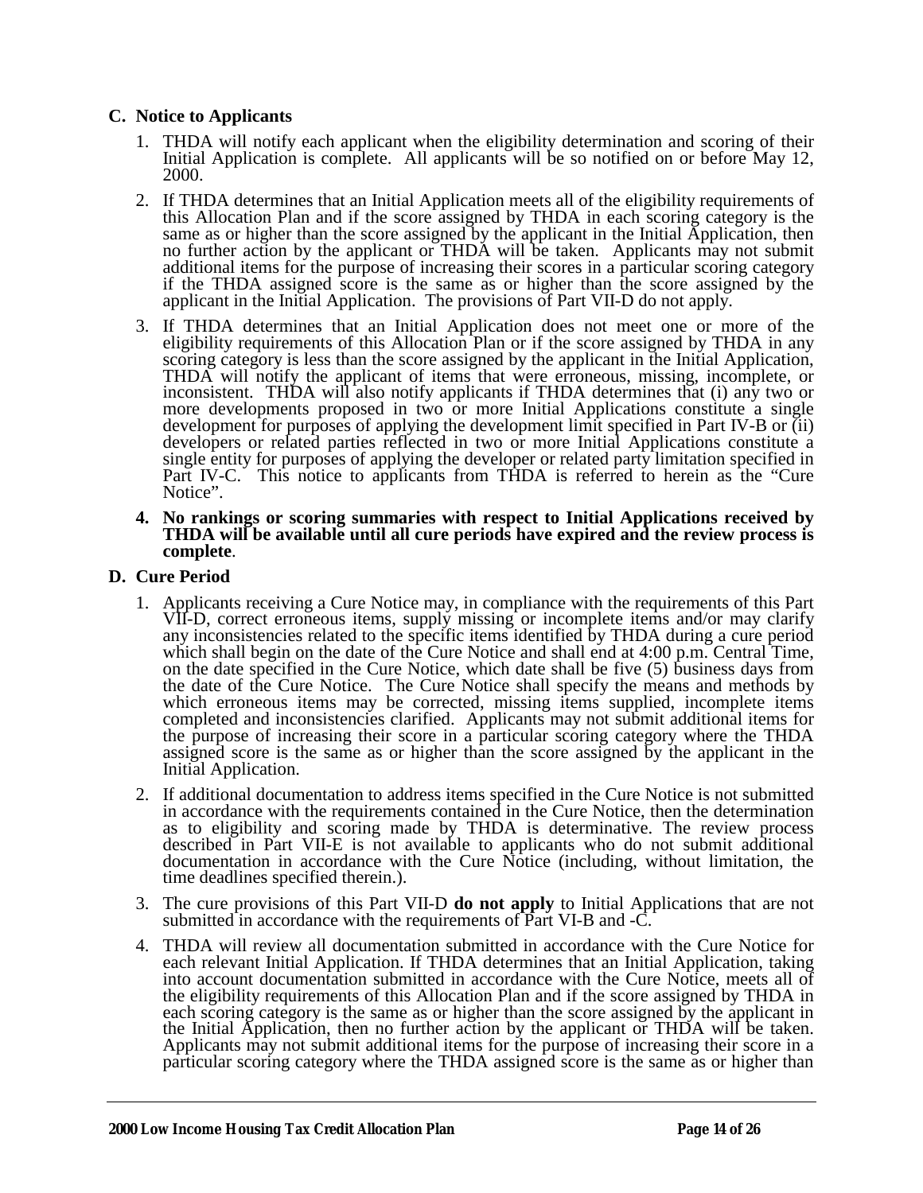### C. Notice to Applicants

1. THDA will notify each applicant when the eligibility determination and scoring of their Initial Application is complete. All applicants will be so notified on or before May 12, 2000.
2. If THDA determines that an Initial Application meets all of the eligibility requirements of this Allocation Plan and if the score assigned by THDA in each scoring category is the same as or higher than the score assigned by the applicant in the Initial Application, then no further action by the applicant or THDA will be taken. Applicants may not submit additional items for the purpose of increasing their scores in a particular scoring category if the THDA assigned score is the same as or higher than the score assigned by the applicant in the Initial Application. The provisions of Part VII-D do not apply.
3. If THDA determines that an Initial Application does not meet one or more of the eligibility requirements of this Allocation Plan or if the score assigned by THDA in any scoring category is less than the score assigned by the applicant in the Initial Application, THDA will notify the applicant of items that were erroneous, missing, incomplete, or inconsistent. THDA will also notify applicants if THDA determines that (i) any two or more developments proposed in two or more Initial Applications constitute a single development for purposes of applying the development limit specified in Part IV-B or (ii) developers or related parties reflected in two or more Initial Applications constitute a single entity for purposes of applying the developer or related party limitation specified in Part IV-C. This notice to applicants from THDA is referred to herein as the "Cure Notice".
4. **No rankings or scoring summaries with respect to Initial Applications received by THDA will be available until all cure periods have expired and the review process is complete**.

### D. Cure Period

1. Applicants receiving a Cure Notice may, in compliance with the requirements of this Part VII-D, correct erroneous items, supply missing or incomplete items and/or may clarify any inconsistencies related to the specific items identified by THDA during a cure period which shall begin on the date of the Cure Notice and shall end at 4:00 p.m. Central Time, on the date specified in the Cure Notice, which date shall be five (5) business days from the date of the Cure Notice. The Cure Notice shall specify the means and methods by which erroneous items may be corrected, missing items supplied, incomplete items completed and inconsistencies clarified. Applicants may not submit additional items for the purpose of increasing their score in a particular scoring category where the THDA assigned score is the same as or higher than the score assigned by the applicant in the Initial Application.
2. If additional documentation to address items specified in the Cure Notice is not submitted in accordance with the requirements contained in the Cure Notice, then the determination as to eligibility and scoring made by THDA is determinative. The review process described in Part VII-E is not available to applicants who do not submit additional documentation in accordance with the Cure Notice (including, without limitation, the time deadlines specified therein.).
3. The cure provisions of this Part VII-D **do not apply** to Initial Applications that are not submitted in accordance with the requirements of Part VI-B and -C.
4. THDA will review all documentation submitted in accordance with the Cure Notice for each relevant Initial Application. If THDA determines that an Initial Application, taking into account documentation submitted in accordance with the Cure Notice, meets all of the eligibility requirements of this Allocation Plan and if the score assigned by THDA in each scoring category is the same as or higher than the score assigned by the applicant in the Initial Application, then no further action by the applicant or THDA will be taken. Applicants may not submit additional items for the purpose of increasing their score in a particular scoring category where the THDA assigned score is the same as or higher than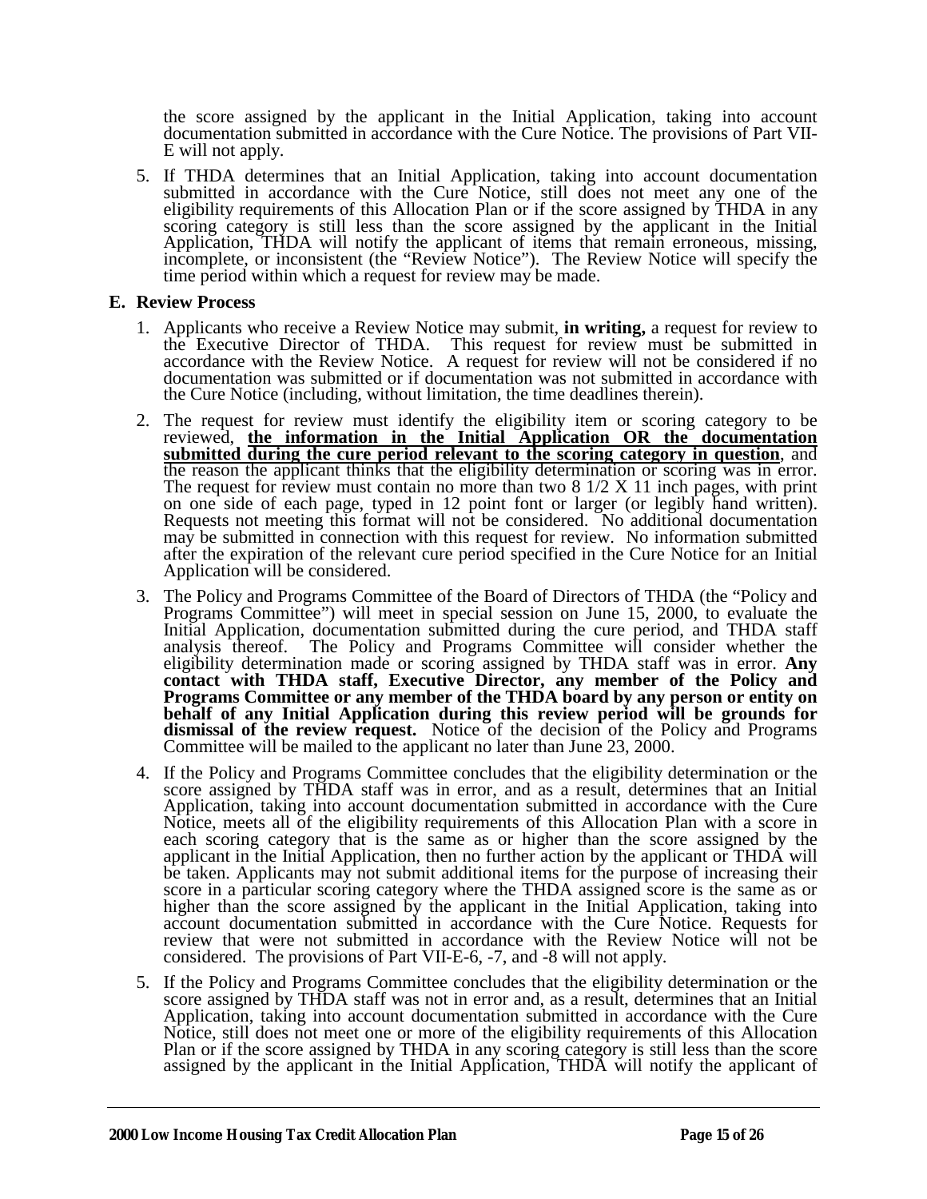the score assigned by the applicant in the Initial Application, taking into account documentation submitted in accordance with the Cure Notice. The provisions of Part VII-E will not apply.

5. If THDA determines that an Initial Application, taking into account documentation submitted in accordance with the Cure Notice, still does not meet any one of the eligibility requirements of this Allocation Plan or if the score assigned by THDA in any scoring category is still less than the score assigned by the applicant in the Initial Application, THDA will notify the applicant of items that remain erroneous, missing, incomplete, or inconsistent (the "Review Notice"). The Review Notice will specify the time period within which a request for review may be made.

**E. Review Process**

1. Applicants who receive a Review Notice may submit, **in writing,** a request for review to the Executive Director of THDA. This request for review must be submitted in accordance with the Review Notice. A request for review will not be considered if no documentation was submitted or if documentation was not submitted in accordance with the Cure Notice (including, without limitation, the time deadlines therein).

2. The request for review must identify the eligibility item or scoring category to be reviewed, **<u>the information in the Initial Application OR the documentation submitted during the cure period relevant to the scoring category in question</u>**, and the reason the applicant thinks that the eligibility determination or scoring was in error. The request for review must contain no more than two 8 1/2 X 11 inch pages, with print on one side of each page, typed in 12 point font or larger (or legibly hand written). Requests not meeting this format will not be considered. No additional documentation may be submitted in connection with this request for review. No information submitted after the expiration of the relevant cure period specified in the Cure Notice for an Initial Application will be considered.

3. The Policy and Programs Committee of the Board of Directors of THDA (the "Policy and Programs Committee") will meet in special session on June 15, 2000, to evaluate the Initial Application, documentation submitted during the cure period, and THDA staff analysis thereof. The Policy and Programs Committee will consider whether the eligibility determination made or scoring assigned by THDA staff was in error. **Any contact with THDA staff, Executive Director, any member of the Policy and Programs Committee or any member of the THDA board by any person or entity on behalf of any Initial Application during this review period will be grounds for dismissal of the review request.** Notice of the decision of the Policy and Programs Committee will be mailed to the applicant no later than June 23, 2000.

4. If the Policy and Programs Committee concludes that the eligibility determination or the score assigned by THDA staff was in error, and as a result, determines that an Initial Application, taking into account documentation submitted in accordance with the Cure Notice, meets all of the eligibility requirements of this Allocation Plan with a score in each scoring category that is the same as or higher than the score assigned by the applicant in the Initial Application, then no further action by the applicant or THDA will be taken. Applicants may not submit additional items for the purpose of increasing their score in a particular scoring category where the THDA assigned score is the same as or higher than the score assigned by the applicant in the Initial Application, taking into account documentation submitted in accordance with the Cure Notice. Requests for review that were not submitted in accordance with the Review Notice will not be considered. The provisions of Part VII-E-6, -7, and -8 will not apply.

5. If the Policy and Programs Committee concludes that the eligibility determination or the score assigned by THDA staff was not in error and, as a result, determines that an Initial Application, taking into account documentation submitted in accordance with the Cure Notice, still does not meet one or more of the eligibility requirements of this Allocation Plan or if the score assigned by THDA in any scoring category is still less than the score assigned by the applicant in the Initial Application, THDA will notify the applicant of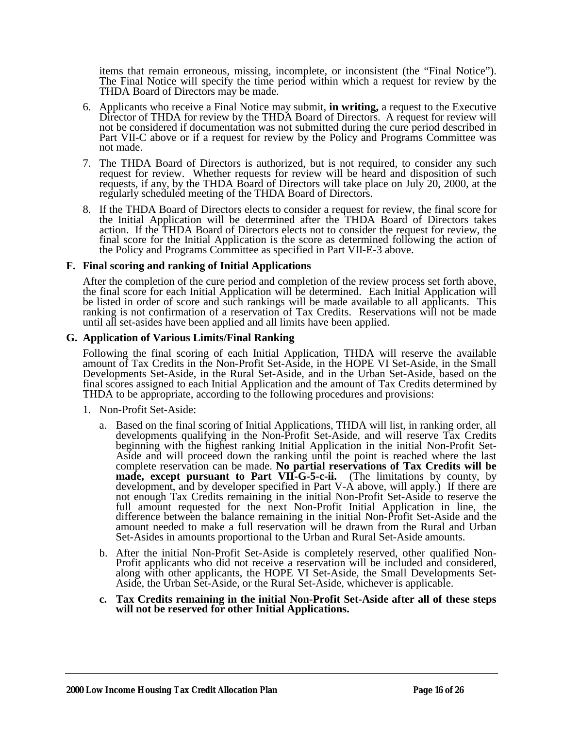items that remain erroneous, missing, incomplete, or inconsistent (the "Final Notice"). The Final Notice will specify the time period within which a request for review by the THDA Board of Directors may be made.

6. Applicants who receive a Final Notice may submit, **in writing,** a request to the Executive Director of THDA for review by the THDA Board of Directors. A request for review will not be considered if documentation was not submitted during the cure period described in Part VII-C above or if a request for review by the Policy and Programs Committee was not made.

7. The THDA Board of Directors is authorized, but is not required, to consider any such request for review. Whether requests for review will be heard and disposition of such requests, if any, by the THDA Board of Directors will take place on July 20, 2000, at the regularly scheduled meeting of the THDA Board of Directors.

8. If the THDA Board of Directors elects to consider a request for review, the final score for the Initial Application will be determined after the THDA Board of Directors takes action. If the THDA Board of Directors elects not to consider the request for review, the final score for the Initial Application is the score as determined following the action of the Policy and Programs Committee as specified in Part VII-E-3 above.

**F. Final scoring and ranking of Initial Applications**

After the completion of the cure period and completion of the review process set forth above, the final score for each Initial Application will be determined. Each Initial Application will be listed in order of score and such rankings will be made available to all applicants. This ranking is not confirmation of a reservation of Tax Credits. Reservations will not be made until all set-asides have been applied and all limits have been applied.

**G. Application of Various Limits/Final Ranking**

Following the final scoring of each Initial Application, THDA will reserve the available amount of Tax Credits in the Non-Profit Set-Aside, in the HOPE VI Set-Aside, in the Small Developments Set-Aside, in the Rural Set-Aside, and in the Urban Set-Aside, based on the final scores assigned to each Initial Application and the amount of Tax Credits determined by THDA to be appropriate, according to the following procedures and provisions:

1. Non-Profit Set-Aside:

   a. Based on the final scoring of Initial Applications, THDA will list, in ranking order, all developments qualifying in the Non-Profit Set-Aside, and will reserve Tax Credits beginning with the highest ranking Initial Application in the initial Non-Profit Set-Aside and will proceed down the ranking until the point is reached where the last complete reservation can be made. **No partial reservations of Tax Credits will be made, except pursuant to Part VII-G-5-c-ii.** (The limitations by county, by development, and by developer specified in Part V-A above, will apply.) If there are not enough Tax Credits remaining in the initial Non-Profit Set-Aside to reserve the full amount requested for the next Non-Profit Initial Application in line, the difference between the balance remaining in the initial Non-Profit Set-Aside and the amount needed to make a full reservation will be drawn from the Rural and Urban Set-Asides in amounts proportional to the Urban and Rural Set-Aside amounts.

   b. After the initial Non-Profit Set-Aside is completely reserved, other qualified Non-Profit applicants who did not receive a reservation will be included and considered, along with other applicants, the HOPE VI Set-Aside, the Small Developments Set-Aside, the Urban Set-Aside, or the Rural Set-Aside, whichever is applicable.

   **c. Tax Credits remaining in the initial Non-Profit Set-Aside after all of these steps will not be reserved for other Initial Applications.**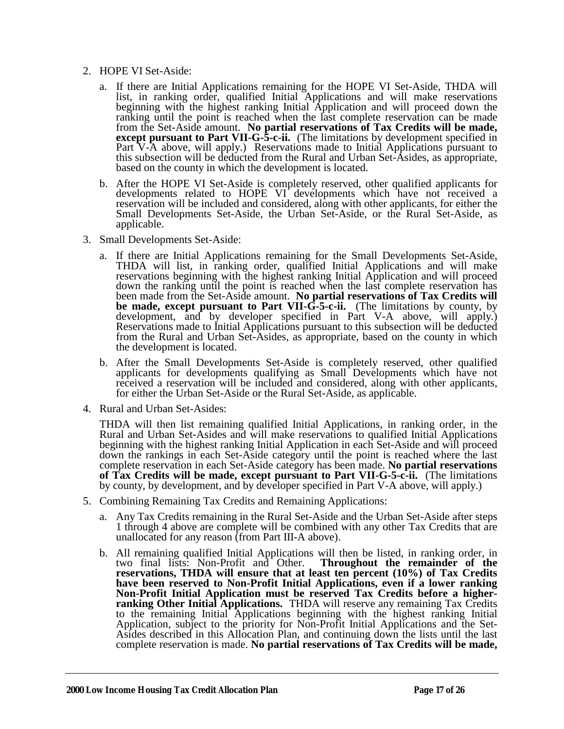2. HOPE VI Set-Aside:

   a. If there are Initial Applications remaining for the HOPE VI Set-Aside, THDA will list, in ranking order, qualified Initial Applications and will make reservations beginning with the highest ranking Initial Application and will proceed down the ranking until the point is reached when the last complete reservation can be made from the Set-Aside amount. **No partial reservations of Tax Credits will be made, except pursuant to Part VII-G-5-c-ii.** (The limitations by development specified in Part V-A above, will apply.) Reservations made to Initial Applications pursuant to this subsection will be deducted from the Rural and Urban Set-Asides, as appropriate, based on the county in which the development is located.

   b. After the HOPE VI Set-Aside is completely reserved, other qualified applicants for developments related to HOPE VI developments which have not received a reservation will be included and considered, along with other applicants, for either the Small Developments Set-Aside, the Urban Set-Aside, or the Rural Set-Aside, as applicable.

3. Small Developments Set-Aside:

   a. If there are Initial Applications remaining for the Small Developments Set-Aside, THDA will list, in ranking order, qualified Initial Applications and will make reservations beginning with the highest ranking Initial Application and will proceed down the ranking until the point is reached when the last complete reservation has been made from the Set-Aside amount. **No partial reservations of Tax Credits will be made, except pursuant to Part VII-G-5-c-ii.** (The limitations by county, by development, and by developer specified in Part V-A above, will apply.) Reservations made to Initial Applications pursuant to this subsection will be deducted from the Rural and Urban Set-Asides, as appropriate, based on the county in which the development is located.

   b. After the Small Developments Set-Aside is completely reserved, other qualified applicants for developments qualifying as Small Developments which have not received a reservation will be included and considered, along with other applicants, for either the Urban Set-Aside or the Rural Set-Aside, as applicable.

4. Rural and Urban Set-Asides:

   THDA will then list remaining qualified Initial Applications, in ranking order, in the Rural and Urban Set-Asides and will make reservations to qualified Initial Applications beginning with the highest ranking Initial Application in each Set-Aside and will proceed down the rankings in each Set-Aside category until the point is reached where the last complete reservation in each Set-Aside category has been made. **No partial reservations of Tax Credits will be made, except pursuant to Part VII-G-5-c-ii.** (The limitations by county, by development, and by developer specified in Part V-A above, will apply.)

5. Combining Remaining Tax Credits and Remaining Applications:

   a. Any Tax Credits remaining in the Rural Set-Aside and the Urban Set-Aside after steps 1 through 4 above are complete will be combined with any other Tax Credits that are unallocated for any reason (from Part III-A above).

   b. All remaining qualified Initial Applications will then be listed, in ranking order, in two final lists: Non-Profit and Other. **Throughout the remainder of the reservations, THDA will ensure that at least ten percent (10%) of Tax Credits have been reserved to Non-Profit Initial Applications, even if a lower ranking Non-Profit Initial Application must be reserved Tax Credits before a higher-ranking Other Initial Applications.** THDA will reserve any remaining Tax Credits to the remaining Initial Applications beginning with the highest ranking Initial Application, subject to the priority for Non-Profit Initial Applications and the Set-Asides described in this Allocation Plan, and continuing down the lists until the last complete reservation is made. **No partial reservations of Tax Credits will be made,**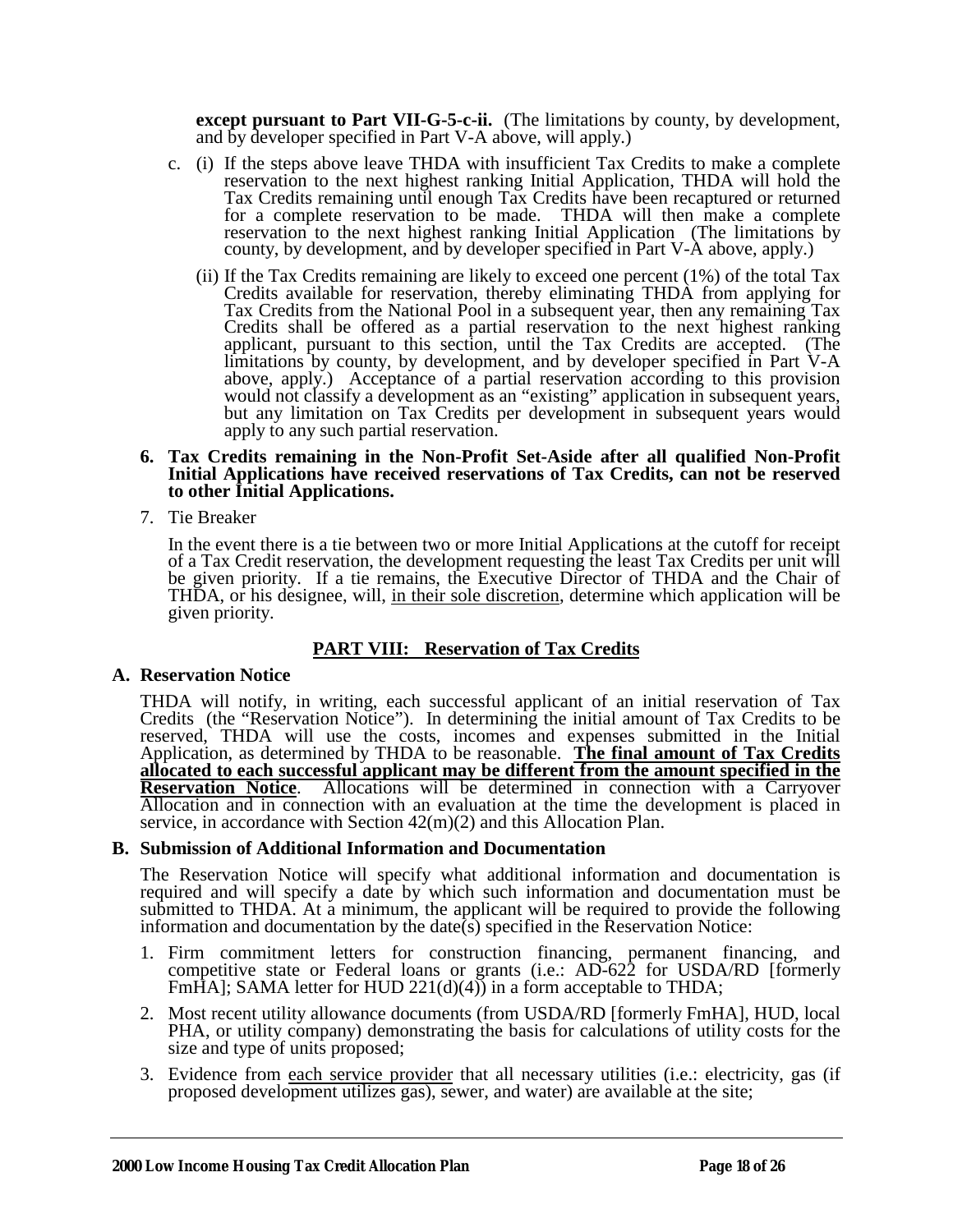**except pursuant to Part VII-G-5-c-ii.** (The limitations by county, by development, and by developer specified in Part V-A above, will apply.)

c. (i) If the steps above leave THDA with insufficient Tax Credits to make a complete reservation to the next highest ranking Initial Application, THDA will hold the Tax Credits remaining until enough Tax Credits have been recaptured or returned for a complete reservation to be made. THDA will then make a complete reservation to the next highest ranking Initial Application (The limitations by county, by development, and by developer specified in Part V-A above, apply.)

(ii) If the Tax Credits remaining are likely to exceed one percent (1%) of the total Tax Credits available for reservation, thereby eliminating THDA from applying for Tax Credits from the National Pool in a subsequent year, then any remaining Tax Credits shall be offered as a partial reservation to the next highest ranking applicant, pursuant to this section, until the Tax Credits are accepted. (The limitations by county, by development, and by developer specified in Part V-A above, apply.) Acceptance of a partial reservation according to this provision would not classify a development as an "existing" application in subsequent years, but any limitation on Tax Credits per development in subsequent years would apply to any such partial reservation.

**6. Tax Credits remaining in the Non-Profit Set-Aside after all qualified Non-Profit Initial Applications have received reservations of Tax Credits, can not be reserved to other Initial Applications.**

7. Tie Breaker

In the event there is a tie between two or more Initial Applications at the cutoff for receipt of a Tax Credit reservation, the development requesting the least Tax Credits per unit will be given priority. If a tie remains, the Executive Director of THDA and the Chair of THDA, or his designee, will, <u>in their sole discretion</u>, determine which application will be given priority.

## <u>PART VIII: Reservation of Tax Credits</u>

### A. Reservation Notice

THDA will notify, in writing, each successful applicant of an initial reservation of Tax Credits (the "Reservation Notice"). In determining the initial amount of Tax Credits to be reserved, THDA will use the costs, incomes and expenses submitted in the Initial Application, as determined by THDA to be reasonable. <u>**The final amount of Tax Credits allocated to each successful applicant may be different from the amount specified in the Reservation Notice**</u>. Allocations will be determined in connection with a Carryover Allocation and in connection with an evaluation at the time the development is placed in service, in accordance with Section 42(m)(2) and this Allocation Plan.

### B. Submission of Additional Information and Documentation

The Reservation Notice will specify what additional information and documentation is required and will specify a date by which such information and documentation must be submitted to THDA. At a minimum, the applicant will be required to provide the following information and documentation by the date(s) specified in the Reservation Notice:

1. Firm commitment letters for construction financing, permanent financing, and competitive state or Federal loans or grants (i.e.: AD-622 for USDA/RD [formerly FmHA]; SAMA letter for HUD 221(d)(4)) in a form acceptable to THDA;
2. Most recent utility allowance documents (from USDA/RD [formerly FmHA], HUD, local PHA, or utility company) demonstrating the basis for calculations of utility costs for the size and type of units proposed;
3. Evidence from <u>each service provider</u> that all necessary utilities (i.e.: electricity, gas (if proposed development utilizes gas), sewer, and water) are available at the site;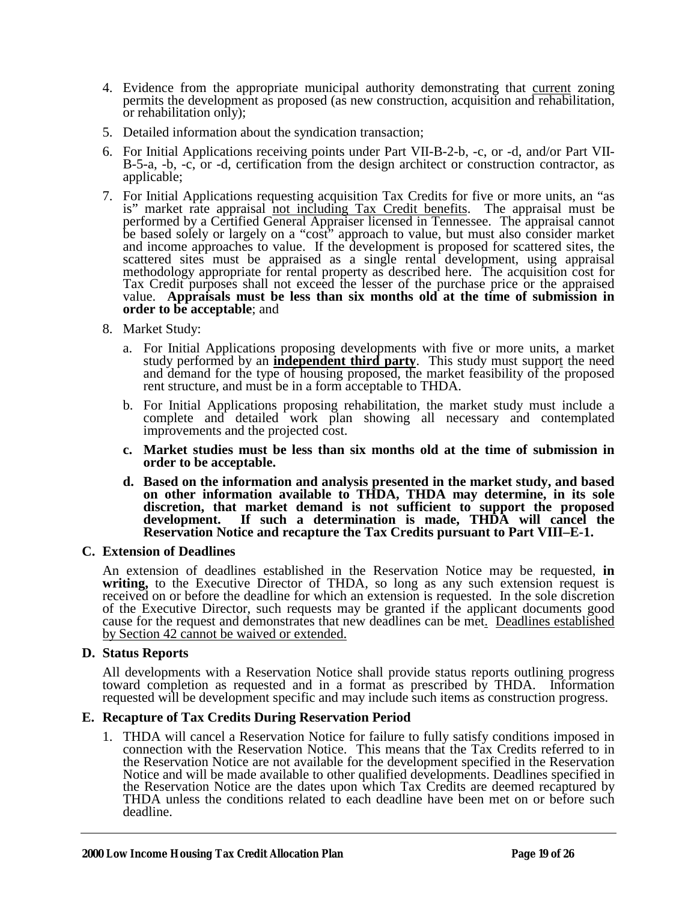4. Evidence from the appropriate municipal authority demonstrating that current zoning permits the development as proposed (as new construction, acquisition and rehabilitation, or rehabilitation only);

5. Detailed information about the syndication transaction;

6. For Initial Applications receiving points under Part VII-B-2-b, -c, or -d, and/or Part VII-B-5-a, -b, -c, or -d, certification from the design architect or construction contractor, as applicable;

7. For Initial Applications requesting acquisition Tax Credits for five or more units, an "as is" market rate appraisal not including Tax Credit benefits. The appraisal must be performed by a Certified General Appraiser licensed in Tennessee. The appraisal cannot be based solely or largely on a "cost" approach to value, but must also consider market and income approaches to value. If the development is proposed for scattered sites, the scattered sites must be appraised as a single rental development, using appraisal methodology appropriate for rental property as described here. The acquisition cost for Tax Credit purposes shall not exceed the lesser of the purchase price or the appraised value. **Appraisals must be less than six months old at the time of submission in order to be acceptable**; and

8. Market Study:

   a. For Initial Applications proposing developments with five or more units, a market study performed by an **independent third party**. This study must support the need and demand for the type of housing proposed, the market feasibility of the proposed rent structure, and must be in a form acceptable to THDA.

   b. For Initial Applications proposing rehabilitation, the market study must include a complete and detailed work plan showing all necessary and contemplated improvements and the projected cost.

   **c. Market studies must be less than six months old at the time of submission in order to be acceptable.**

   **d. Based on the information and analysis presented in the market study, and based on other information available to THDA, THDA may determine, in its sole discretion, that market demand is not sufficient to support the proposed development. If such a determination is made, THDA will cancel the Reservation Notice and recapture the Tax Credits pursuant to Part VIII–E-1.**

### C. Extension of Deadlines

An extension of deadlines established in the Reservation Notice may be requested, **in writing,** to the Executive Director of THDA, so long as any such extension request is received on or before the deadline for which an extension is requested. In the sole discretion of the Executive Director, such requests may be granted if the applicant documents good cause for the request and demonstrates that new deadlines can be met. Deadlines established by Section 42 cannot be waived or extended.

### D. Status Reports

All developments with a Reservation Notice shall provide status reports outlining progress toward completion as requested and in a format as prescribed by THDA. Information requested will be development specific and may include such items as construction progress.

### E. Recapture of Tax Credits During Reservation Period

1. THDA will cancel a Reservation Notice for failure to fully satisfy conditions imposed in connection with the Reservation Notice. This means that the Tax Credits referred to in the Reservation Notice are not available for the development specified in the Reservation Notice and will be made available to other qualified developments. Deadlines specified in the Reservation Notice are the dates upon which Tax Credits are deemed recaptured by THDA unless the conditions related to each deadline have been met on or before such deadline.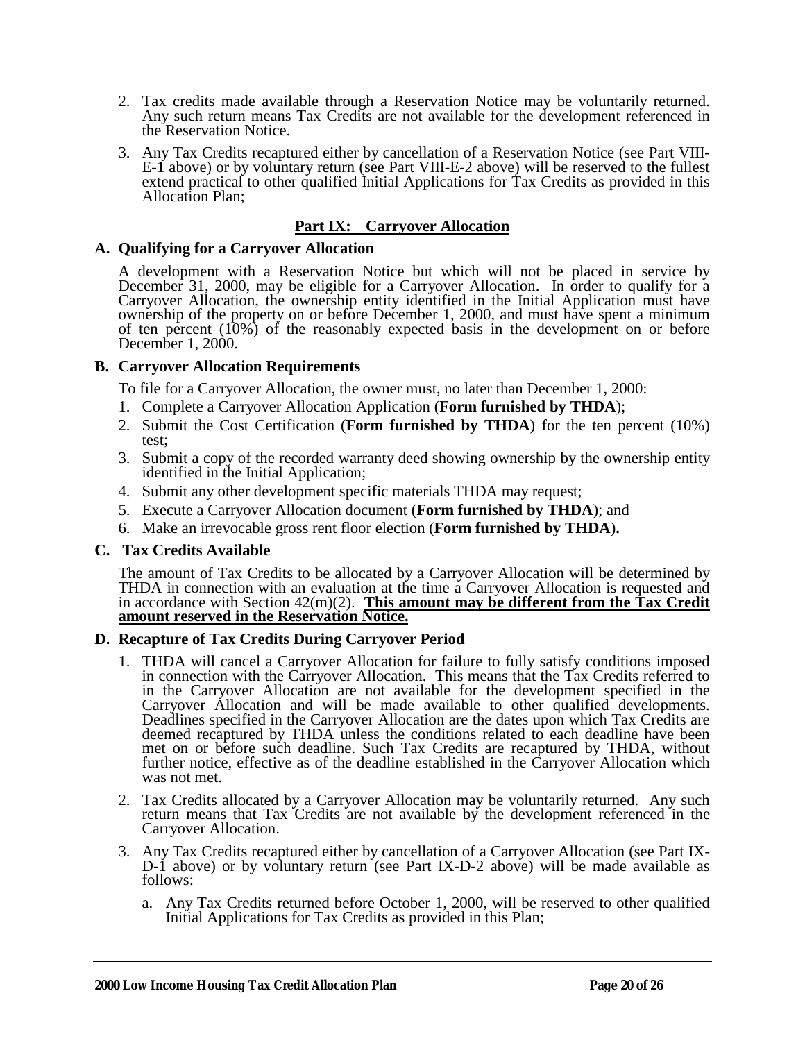2. Tax credits made available through a Reservation Notice may be voluntarily returned. Any such return means Tax Credits are not available for the development referenced in the Reservation Notice.

3. Any Tax Credits recaptured either by cancellation of a Reservation Notice (see Part VIII-E-1 above) or by voluntary return (see Part VIII-E-2 above) will be reserved to the fullest extend practical to other qualified Initial Applications for Tax Credits as provided in this Allocation Plan;

## Part IX: Carryover Allocation

### A. Qualifying for a Carryover Allocation

A development with a Reservation Notice but which will not be placed in service by December 31, 2000, may be eligible for a Carryover Allocation. In order to qualify for a Carryover Allocation, the ownership entity identified in the Initial Application must have ownership of the property on or before December 1, 2000, and must have spent a minimum of ten percent (10%) of the reasonably expected basis in the development on or before December 1, 2000.

### B. Carryover Allocation Requirements

To file for a Carryover Allocation, the owner must, no later than December 1, 2000:

1. Complete a Carryover Allocation Application (**Form furnished by THDA**);
2. Submit the Cost Certification (**Form furnished by THDA**) for the ten percent (10%) test;
3. Submit a copy of the recorded warranty deed showing ownership by the ownership entity identified in the Initial Application;
4. Submit any other development specific materials THDA may request;
5. Execute a Carryover Allocation document (**Form furnished by THDA**); and
6. Make an irrevocable gross rent floor election (**Form furnished by THDA**).

### C. Tax Credits Available

The amount of Tax Credits to be allocated by a Carryover Allocation will be determined by THDA in connection with an evaluation at the time a Carryover Allocation is requested and in accordance with Section 42(m)(2). **<u>This amount may be different from the Tax Credit amount reserved in the Reservation Notice.</u>**

### D. Recapture of Tax Credits During Carryover Period

1. THDA will cancel a Carryover Allocation for failure to fully satisfy conditions imposed in connection with the Carryover Allocation. This means that the Tax Credits referred to in the Carryover Allocation are not available for the development specified in the Carryover Allocation and will be made available to other qualified developments. Deadlines specified in the Carryover Allocation are the dates upon which Tax Credits are deemed recaptured by THDA unless the conditions related to each deadline have been met on or before such deadline. Such Tax Credits are recaptured by THDA, without further notice, effective as of the deadline established in the Carryover Allocation which was not met.

2. Tax Credits allocated by a Carryover Allocation may be voluntarily returned. Any such return means that Tax Credits are not available by the development referenced in the Carryover Allocation.

3. Any Tax Credits recaptured either by cancellation of a Carryover Allocation (see Part IX-D-1 above) or by voluntary return (see Part IX-D-2 above) will be made available as follows:

   a. Any Tax Credits returned before October 1, 2000, will be reserved to other qualified Initial Applications for Tax Credits as provided in this Plan;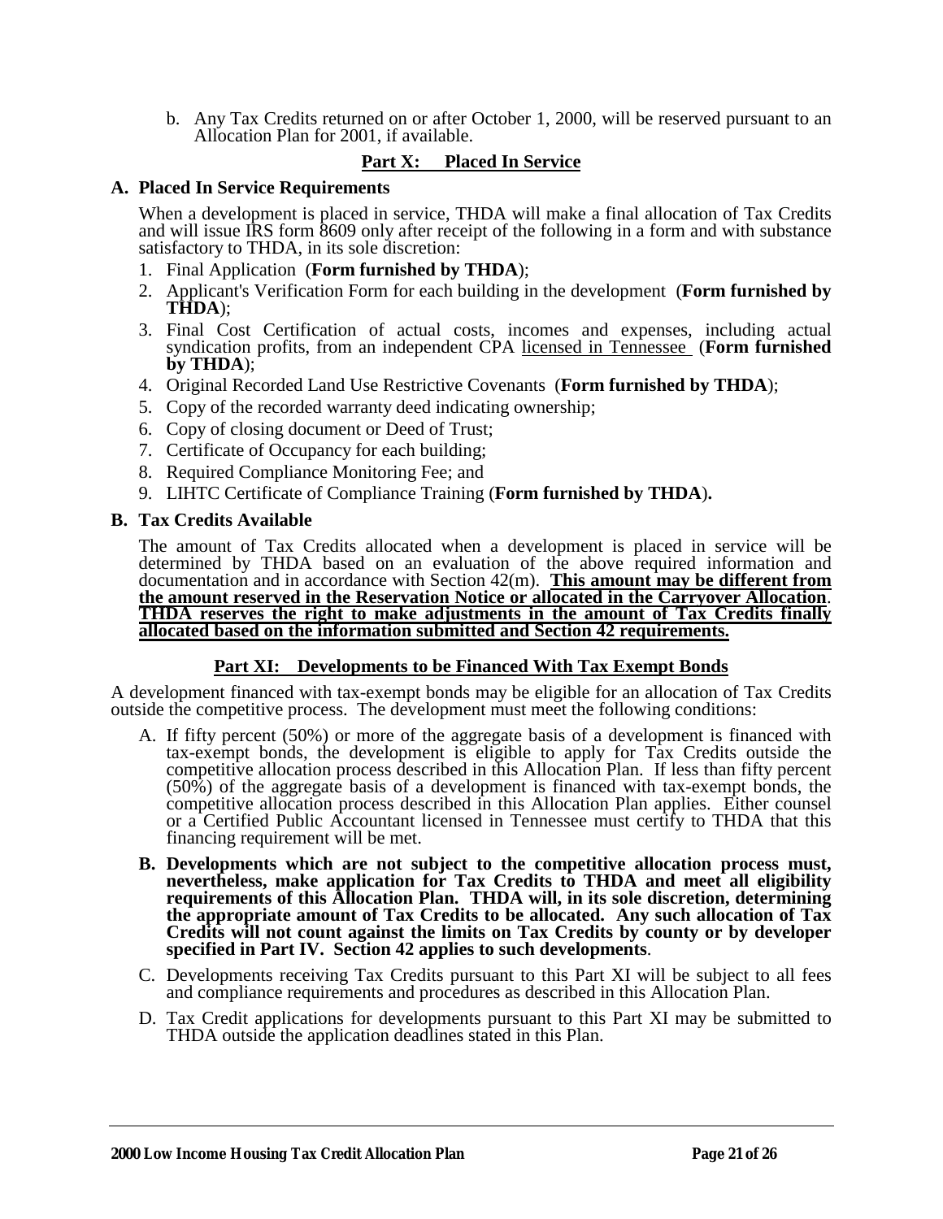b. Any Tax Credits returned on or after October 1, 2000, will be reserved pursuant to an Allocation Plan for 2001, if available.

## Part X: Placed In Service

### A. Placed In Service Requirements

When a development is placed in service, THDA will make a final allocation of Tax Credits and will issue IRS form 8609 only after receipt of the following in a form and with substance satisfactory to THDA, in its sole discretion:

1. Final Application (**Form furnished by THDA**);
2. Applicant's Verification Form for each building in the development (**Form furnished by THDA**);
3. Final Cost Certification of actual costs, incomes and expenses, including actual syndication profits, from an independent CPA licensed in Tennessee (**Form furnished by THDA**);
4. Original Recorded Land Use Restrictive Covenants (**Form furnished by THDA**);
5. Copy of the recorded warranty deed indicating ownership;
6. Copy of closing document or Deed of Trust;
7. Certificate of Occupancy for each building;
8. Required Compliance Monitoring Fee; and
9. LIHTC Certificate of Compliance Training (**Form furnished by THDA**).

### B. Tax Credits Available

The amount of Tax Credits allocated when a development is placed in service will be determined by THDA based on an evaluation of the above required information and documentation and in accordance with Section 42(m). **This amount may be different from the amount reserved in the Reservation Notice or allocated in the Carryover Allocation**. **THDA reserves the right to make adjustments in the amount of Tax Credits finally allocated based on the information submitted and Section 42 requirements.**

## Part XI: Developments to be Financed With Tax Exempt Bonds

A development financed with tax-exempt bonds may be eligible for an allocation of Tax Credits outside the competitive process. The development must meet the following conditions:

A. If fifty percent (50%) or more of the aggregate basis of a development is financed with tax-exempt bonds, the development is eligible to apply for Tax Credits outside the competitive allocation process described in this Allocation Plan. If less than fifty percent (50%) of the aggregate basis of a development is financed with tax-exempt bonds, the competitive allocation process described in this Allocation Plan applies. Either counsel or a Certified Public Accountant licensed in Tennessee must certify to THDA that this financing requirement will be met.

**B. Developments which are not subject to the competitive allocation process must, nevertheless, make application for Tax Credits to THDA and meet all eligibility requirements of this Allocation Plan. THDA will, in its sole discretion, determining the appropriate amount of Tax Credits to be allocated. Any such allocation of Tax Credits will not count against the limits on Tax Credits by county or by developer specified in Part IV. Section 42 applies to such developments**.

C. Developments receiving Tax Credits pursuant to this Part XI will be subject to all fees and compliance requirements and procedures as described in this Allocation Plan.

D. Tax Credit applications for developments pursuant to this Part XI may be submitted to THDA outside the application deadlines stated in this Plan.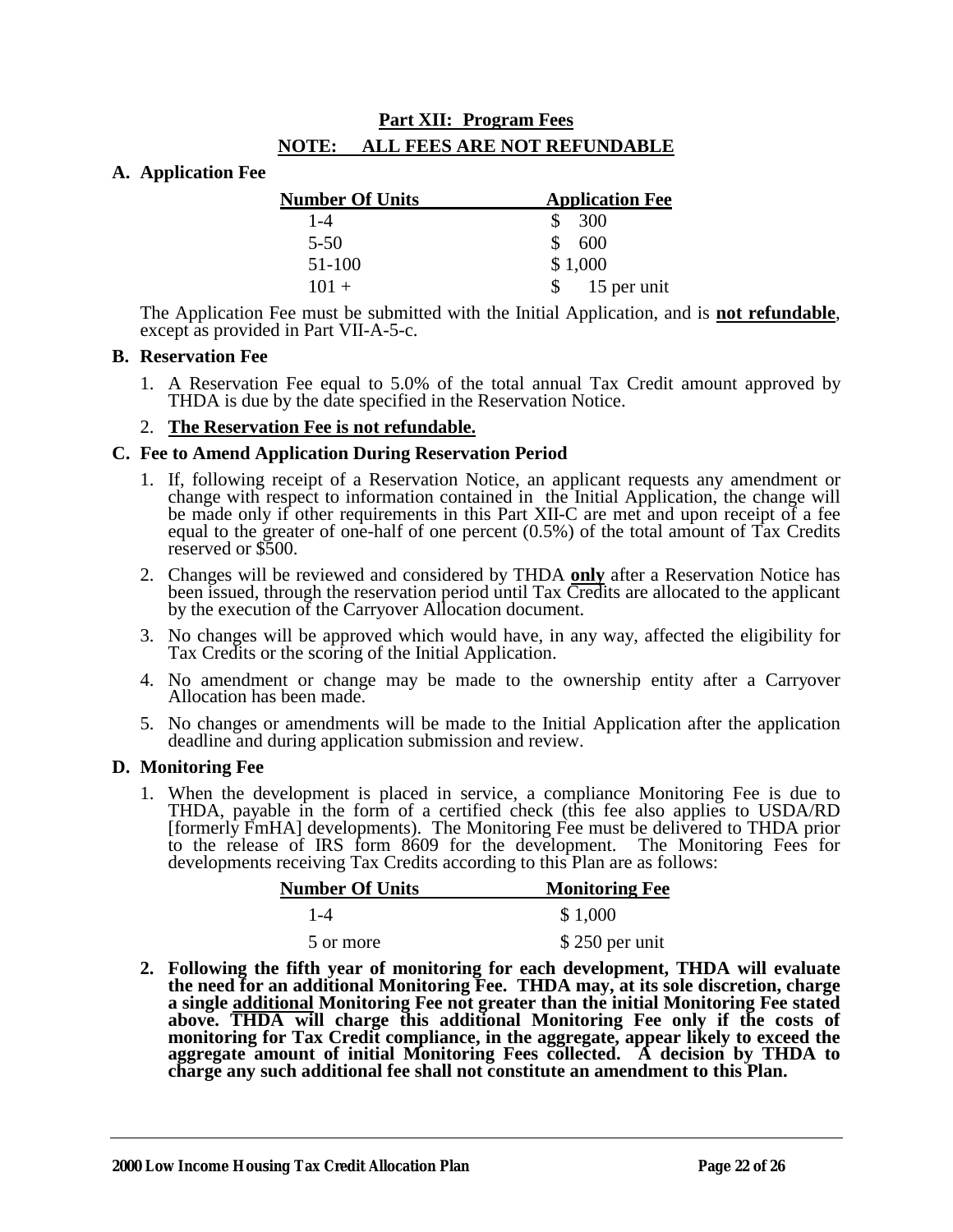## Part XII: Program Fees

**NOTE: ALL FEES ARE NOT REFUNDABLE**

**A. Application Fee**

| Number Of Units | Application Fee |
|---|---|
| 1-4 | $ 300 |
| 5-50 | $ 600 |
| 51-100 | $ 1,000 |
| 101 + | $ 15 per unit |

The Application Fee must be submitted with the Initial Application, and is **not refundable**, except as provided in Part VII-A-5-c.

**B. Reservation Fee**

1. A Reservation Fee equal to 5.0% of the total annual Tax Credit amount approved by THDA is due by the date specified in the Reservation Notice.
2. **The Reservation Fee is not refundable.**

**C. Fee to Amend Application During Reservation Period**

1. If, following receipt of a Reservation Notice, an applicant requests any amendment or change with respect to information contained in the Initial Application, the change will be made only if other requirements in this Part XII-C are met and upon receipt of a fee equal to the greater of one-half of one percent (0.5%) of the total amount of Tax Credits reserved or $500.
2. Changes will be reviewed and considered by THDA **only** after a Reservation Notice has been issued, through the reservation period until Tax Credits are allocated to the applicant by the execution of the Carryover Allocation document.
3. No changes will be approved which would have, in any way, affected the eligibility for Tax Credits or the scoring of the Initial Application.
4. No amendment or change may be made to the ownership entity after a Carryover Allocation has been made.
5. No changes or amendments will be made to the Initial Application after the application deadline and during application submission and review.

**D. Monitoring Fee**

1. When the development is placed in service, a compliance Monitoring Fee is due to THDA, payable in the form of a certified check (this fee also applies to USDA/RD [formerly FmHA] developments). The Monitoring Fee must be delivered to THDA prior to the release of IRS form 8609 for the development. The Monitoring Fees for developments receiving Tax Credits according to this Plan are as follows:

| Number Of Units | Monitoring Fee |
|---|---|
| 1-4 | $ 1,000 |
| 5 or more | $ 250 per unit |

2. **Following the fifth year of monitoring for each development, THDA will evaluate the need for an additional Monitoring Fee. THDA may, at its sole discretion, charge a single additional Monitoring Fee not greater than the initial Monitoring Fee stated above. THDA will charge this additional Monitoring Fee only if the costs of monitoring for Tax Credit compliance, in the aggregate, appear likely to exceed the aggregate amount of initial Monitoring Fees collected. A decision by THDA to charge any such additional fee shall not constitute an amendment to this Plan.**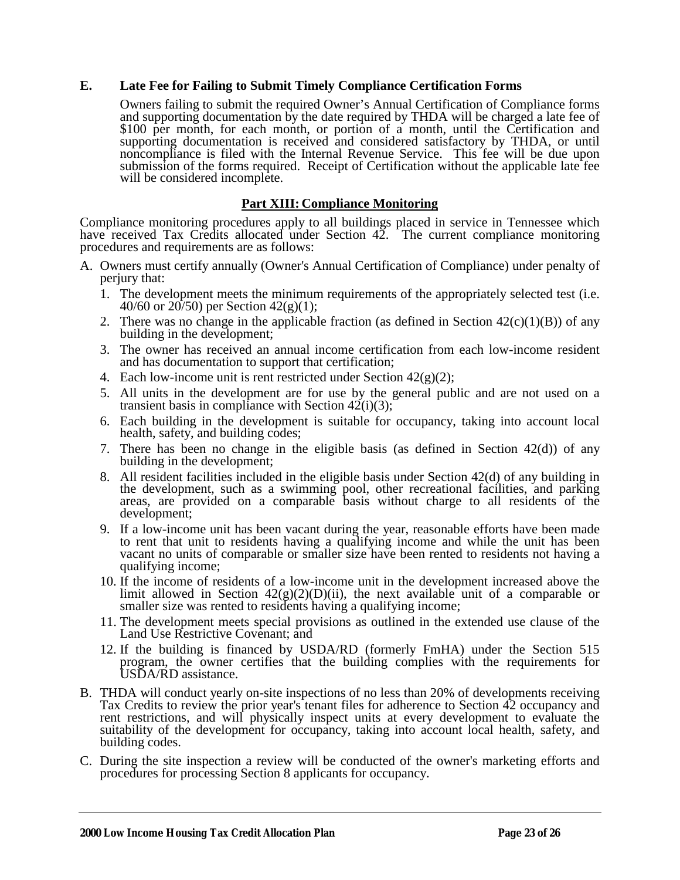### E. Late Fee for Failing to Submit Timely Compliance Certification Forms

Owners failing to submit the required Owner's Annual Certification of Compliance forms and supporting documentation by the date required by THDA will be charged a late fee of $100 per month, for each month, or portion of a month, until the Certification and supporting documentation is received and considered satisfactory by THDA, or until noncompliance is filed with the Internal Revenue Service. This fee will be due upon submission of the forms required. Receipt of Certification without the applicable late fee will be considered incomplete.

## Part XIII: Compliance Monitoring

Compliance monitoring procedures apply to all buildings placed in service in Tennessee which have received Tax Credits allocated under Section 42. The current compliance monitoring procedures and requirements are as follows:

A. Owners must certify annually (Owner's Annual Certification of Compliance) under penalty of perjury that:

   1. The development meets the minimum requirements of the appropriately selected test (i.e. 40/60 or 20/50) per Section 42(g)(1);
   2. There was no change in the applicable fraction (as defined in Section 42(c)(1)(B)) of any building in the development;
   3. The owner has received an annual income certification from each low-income resident and has documentation to support that certification;
   4. Each low-income unit is rent restricted under Section 42(g)(2);
   5. All units in the development are for use by the general public and are not used on a transient basis in compliance with Section 42(i)(3);
   6. Each building in the development is suitable for occupancy, taking into account local health, safety, and building codes;
   7. There has been no change in the eligible basis (as defined in Section 42(d)) of any building in the development;
   8. All resident facilities included in the eligible basis under Section 42(d) of any building in the development, such as a swimming pool, other recreational facilities, and parking areas, are provided on a comparable basis without charge to all residents of the development;
   9. If a low-income unit has been vacant during the year, reasonable efforts have been made to rent that unit to residents having a qualifying income and while the unit has been vacant no units of comparable or smaller size have been rented to residents not having a qualifying income;
   10. If the income of residents of a low-income unit in the development increased above the limit allowed in Section 42(g)(2)(D)(ii), the next available unit of a comparable or smaller size was rented to residents having a qualifying income;
   11. The development meets special provisions as outlined in the extended use clause of the Land Use Restrictive Covenant; and
   12. If the building is financed by USDA/RD (formerly FmHA) under the Section 515 program, the owner certifies that the building complies with the requirements for USDA/RD assistance.

B. THDA will conduct yearly on-site inspections of no less than 20% of developments receiving Tax Credits to review the prior year's tenant files for adherence to Section 42 occupancy and rent restrictions, and will physically inspect units at every development to evaluate the suitability of the development for occupancy, taking into account local health, safety, and building codes.

C. During the site inspection a review will be conducted of the owner's marketing efforts and procedures for processing Section 8 applicants for occupancy.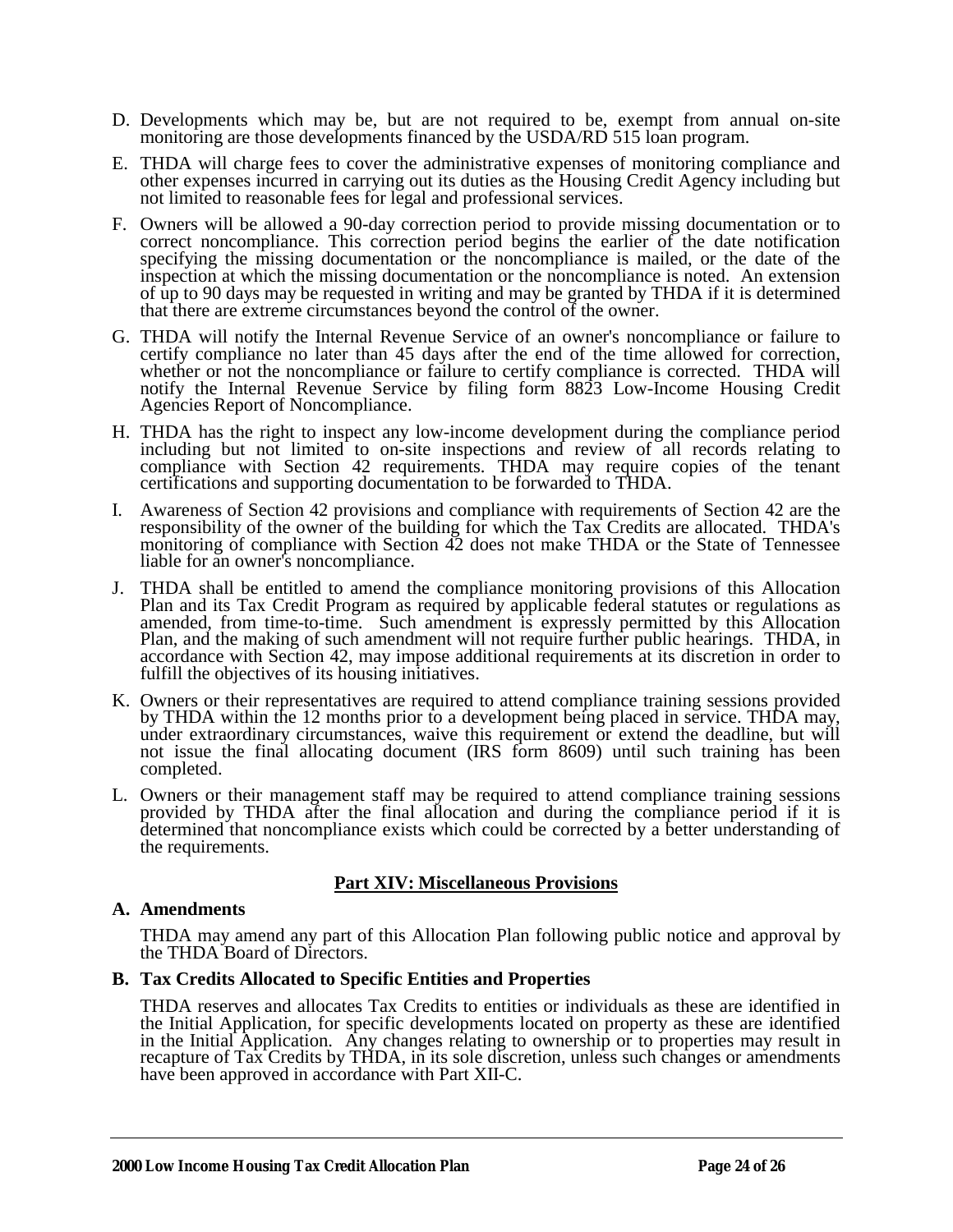D. Developments which may be, but are not required to be, exempt from annual on-site monitoring are those developments financed by the USDA/RD 515 loan program.

E. THDA will charge fees to cover the administrative expenses of monitoring compliance and other expenses incurred in carrying out its duties as the Housing Credit Agency including but not limited to reasonable fees for legal and professional services.

F. Owners will be allowed a 90-day correction period to provide missing documentation or to correct noncompliance. This correction period begins the earlier of the date notification specifying the missing documentation or the noncompliance is mailed, or the date of the inspection at which the missing documentation or the noncompliance is noted. An extension of up to 90 days may be requested in writing and may be granted by THDA if it is determined that there are extreme circumstances beyond the control of the owner.

G. THDA will notify the Internal Revenue Service of an owner's noncompliance or failure to certify compliance no later than 45 days after the end of the time allowed for correction, whether or not the noncompliance or failure to certify compliance is corrected. THDA will notify the Internal Revenue Service by filing form 8823 Low-Income Housing Credit Agencies Report of Noncompliance.

H. THDA has the right to inspect any low-income development during the compliance period including but not limited to on-site inspections and review of all records relating to compliance with Section 42 requirements. THDA may require copies of the tenant certifications and supporting documentation to be forwarded to THDA.

I. Awareness of Section 42 provisions and compliance with requirements of Section 42 are the responsibility of the owner of the building for which the Tax Credits are allocated. THDA's monitoring of compliance with Section 42 does not make THDA or the State of Tennessee liable for an owner's noncompliance.

J. THDA shall be entitled to amend the compliance monitoring provisions of this Allocation Plan and its Tax Credit Program as required by applicable federal statutes or regulations as amended, from time-to-time. Such amendment is expressly permitted by this Allocation Plan, and the making of such amendment will not require further public hearings. THDA, in accordance with Section 42, may impose additional requirements at its discretion in order to fulfill the objectives of its housing initiatives.

K. Owners or their representatives are required to attend compliance training sessions provided by THDA within the 12 months prior to a development being placed in service. THDA may, under extraordinary circumstances, waive this requirement or extend the deadline, but will not issue the final allocating document (IRS form 8609) until such training has been completed.

L. Owners or their management staff may be required to attend compliance training sessions provided by THDA after the final allocation and during the compliance period if it is determined that noncompliance exists which could be corrected by a better understanding of the requirements.

## Part XIV: Miscellaneous Provisions

**A. Amendments**

THDA may amend any part of this Allocation Plan following public notice and approval by the THDA Board of Directors.

**B. Tax Credits Allocated to Specific Entities and Properties**

THDA reserves and allocates Tax Credits to entities or individuals as these are identified in the Initial Application, for specific developments located on property as these are identified in the Initial Application. Any changes relating to ownership or to properties may result in recapture of Tax Credits by THDA, in its sole discretion, unless such changes or amendments have been approved in accordance with Part XII-C.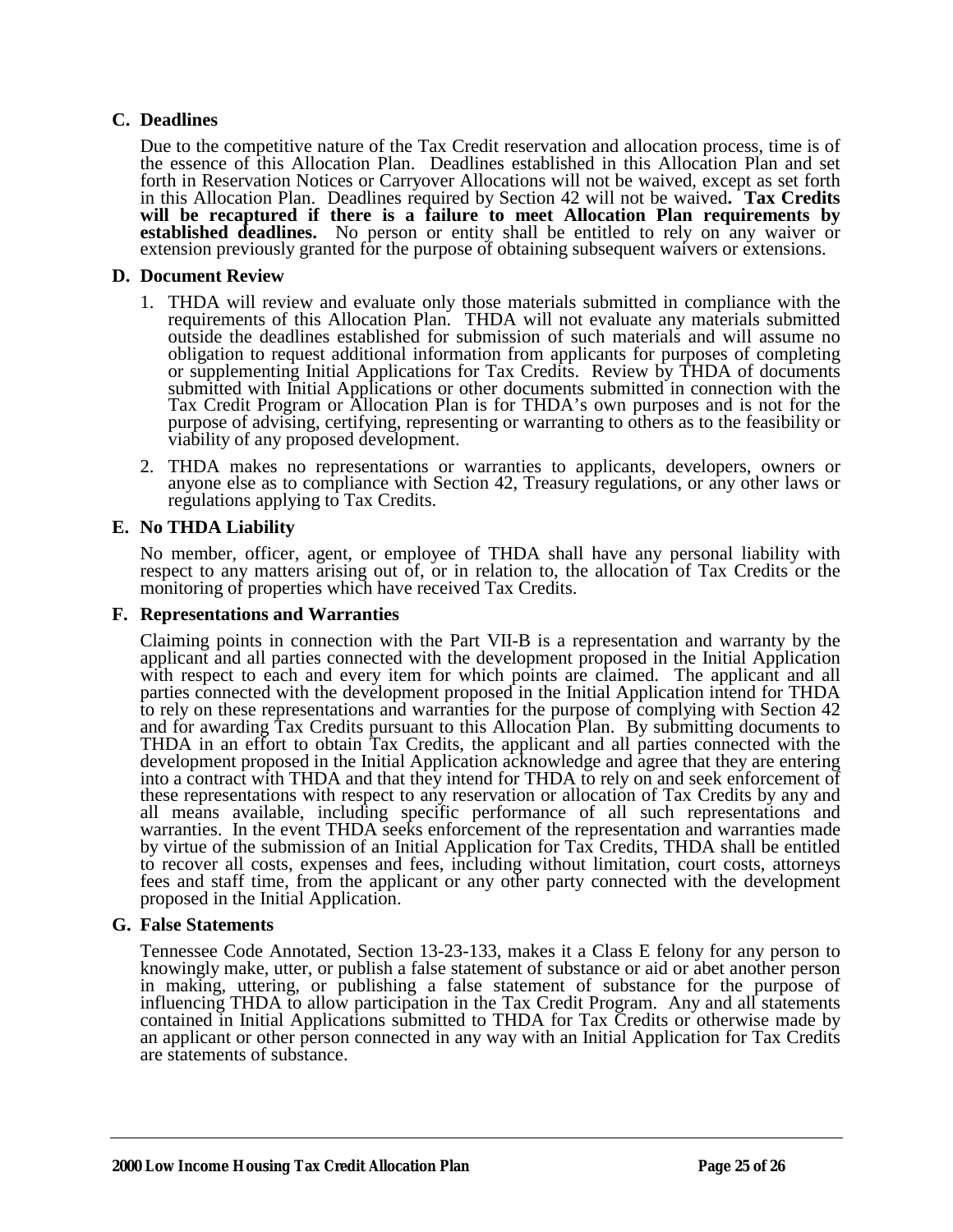## C. Deadlines

Due to the competitive nature of the Tax Credit reservation and allocation process, time is of the essence of this Allocation Plan. Deadlines established in this Allocation Plan and set forth in Reservation Notices or Carryover Allocations will not be waived, except as set forth in this Allocation Plan. Deadlines required by Section 42 will not be waived**. Tax Credits will be recaptured if there is a failure to meet Allocation Plan requirements by established deadlines.** No person or entity shall be entitled to rely on any waiver or extension previously granted for the purpose of obtaining subsequent waivers or extensions.

## D. Document Review

1. THDA will review and evaluate only those materials submitted in compliance with the requirements of this Allocation Plan. THDA will not evaluate any materials submitted outside the deadlines established for submission of such materials and will assume no obligation to request additional information from applicants for purposes of completing or supplementing Initial Applications for Tax Credits. Review by THDA of documents submitted with Initial Applications or other documents submitted in connection with the Tax Credit Program or Allocation Plan is for THDA's own purposes and is not for the purpose of advising, certifying, representing or warranting to others as to the feasibility or viability of any proposed development.

2. THDA makes no representations or warranties to applicants, developers, owners or anyone else as to compliance with Section 42, Treasury regulations, or any other laws or regulations applying to Tax Credits.

## E. No THDA Liability

No member, officer, agent, or employee of THDA shall have any personal liability with respect to any matters arising out of, or in relation to, the allocation of Tax Credits or the monitoring of properties which have received Tax Credits.

## F. Representations and Warranties

Claiming points in connection with the Part VII-B is a representation and warranty by the applicant and all parties connected with the development proposed in the Initial Application with respect to each and every item for which points are claimed. The applicant and all parties connected with the development proposed in the Initial Application intend for THDA to rely on these representations and warranties for the purpose of complying with Section 42 and for awarding Tax Credits pursuant to this Allocation Plan. By submitting documents to THDA in an effort to obtain Tax Credits, the applicant and all parties connected with the development proposed in the Initial Application acknowledge and agree that they are entering into a contract with THDA and that they intend for THDA to rely on and seek enforcement of these representations with respect to any reservation or allocation of Tax Credits by any and all means available, including specific performance of all such representations and warranties. In the event THDA seeks enforcement of the representation and warranties made by virtue of the submission of an Initial Application for Tax Credits, THDA shall be entitled to recover all costs, expenses and fees, including without limitation, court costs, attorneys fees and staff time, from the applicant or any other party connected with the development proposed in the Initial Application.

## G. False Statements

Tennessee Code Annotated, Section 13-23-133, makes it a Class E felony for any person to knowingly make, utter, or publish a false statement of substance or aid or abet another person in making, uttering, or publishing a false statement of substance for the purpose of influencing THDA to allow participation in the Tax Credit Program. Any and all statements contained in Initial Applications submitted to THDA for Tax Credits or otherwise made by an applicant or other person connected in any way with an Initial Application for Tax Credits are statements of substance.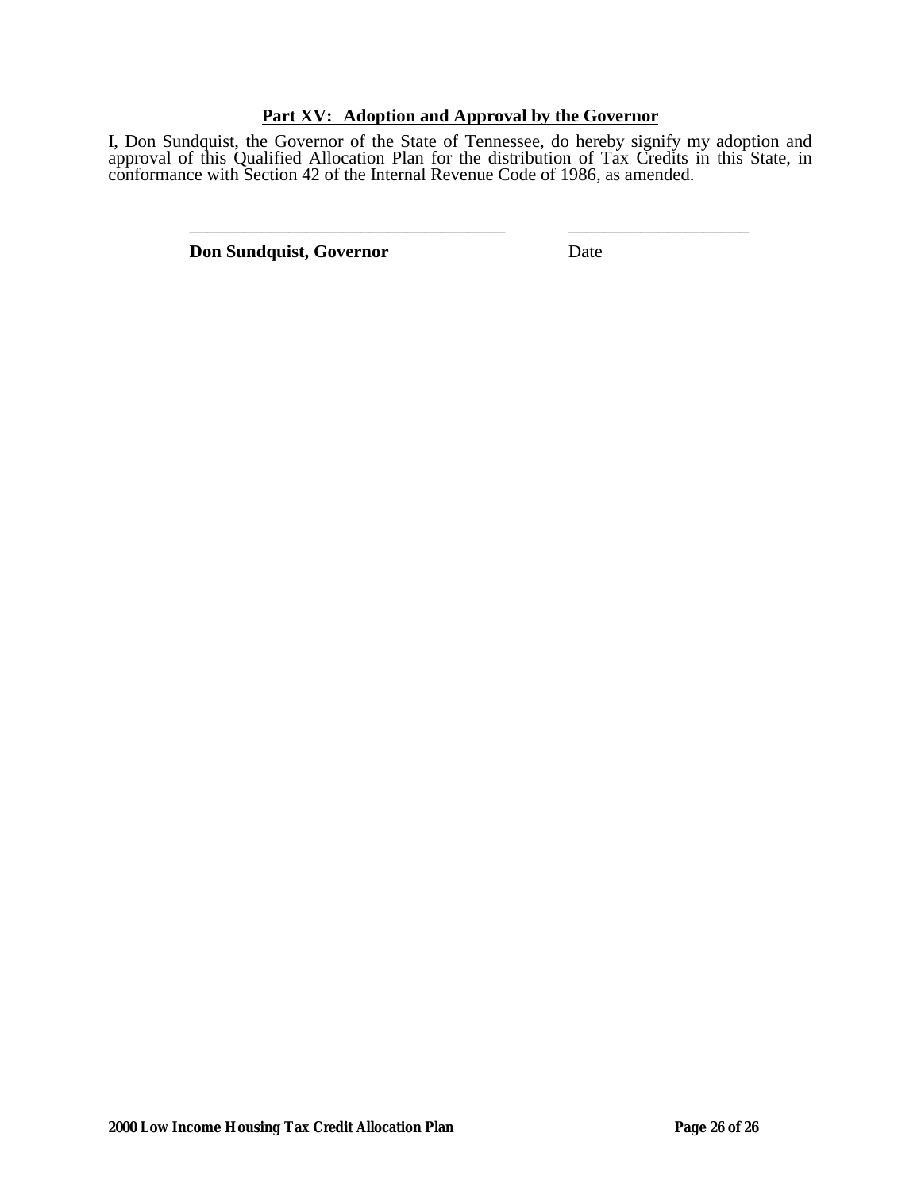## Part XV: Adoption and Approval by the Governor

I, Don Sundquist, the Governor of the State of Tennessee, do hereby signify my adoption and approval of this Qualified Allocation Plan for the distribution of Tax Credits in this State, in conformance with Section 42 of the Internal Revenue Code of 1986, as amended.

_____________________________________ _____________________

**Don Sundquist, Governor** Date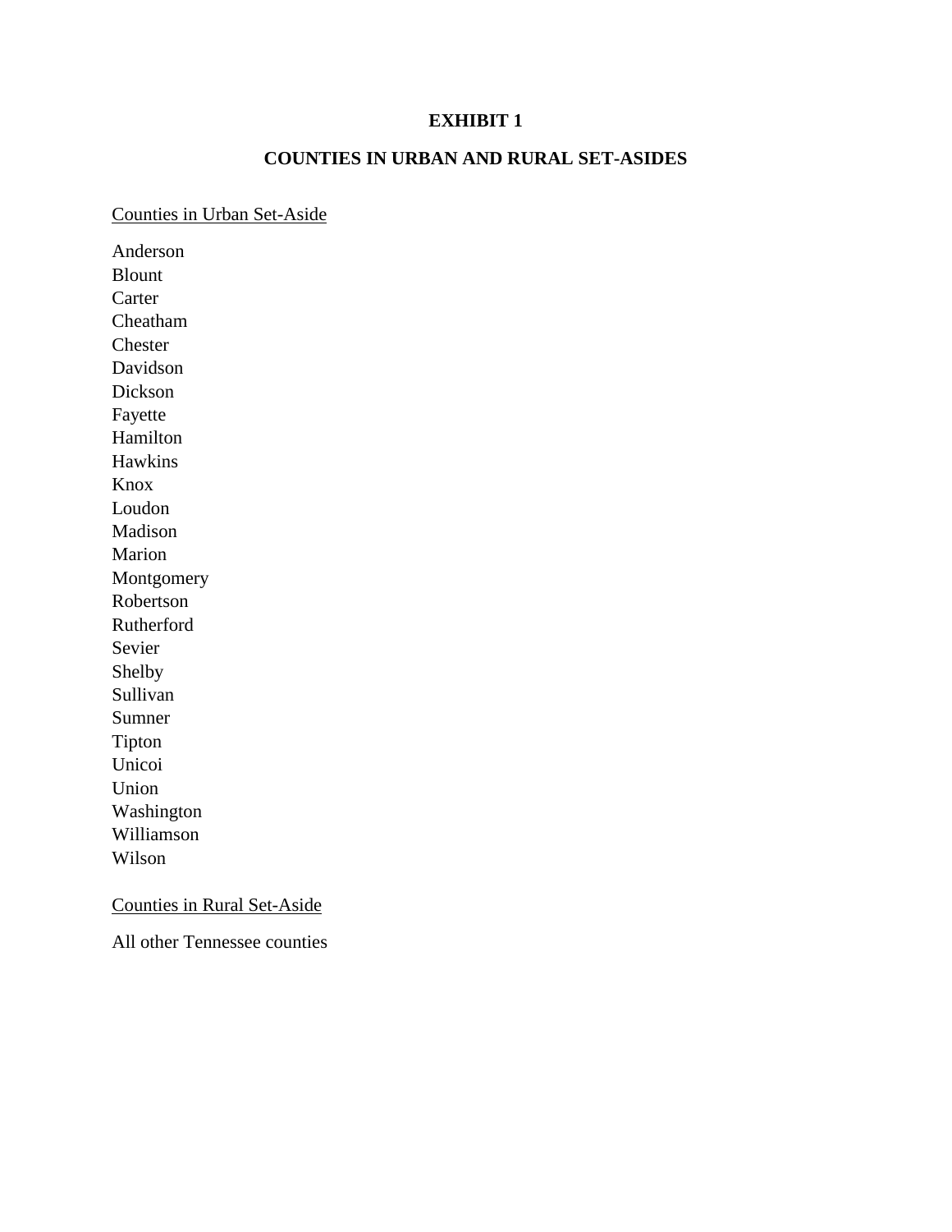# EXHIBIT 1

## COUNTIES IN URBAN AND RURAL SET-ASIDES

Counties in Urban Set-Aside

Anderson
Blount
Carter
Cheatham
Chester
Davidson
Dickson
Fayette
Hamilton
Hawkins
Knox
Loudon
Madison
Marion
Montgomery
Robertson
Rutherford
Sevier
Shelby
Sullivan
Sumner
Tipton
Unicoi
Union
Washington
Williamson
Wilson

Counties in Rural Set-Aside

All other Tennessee counties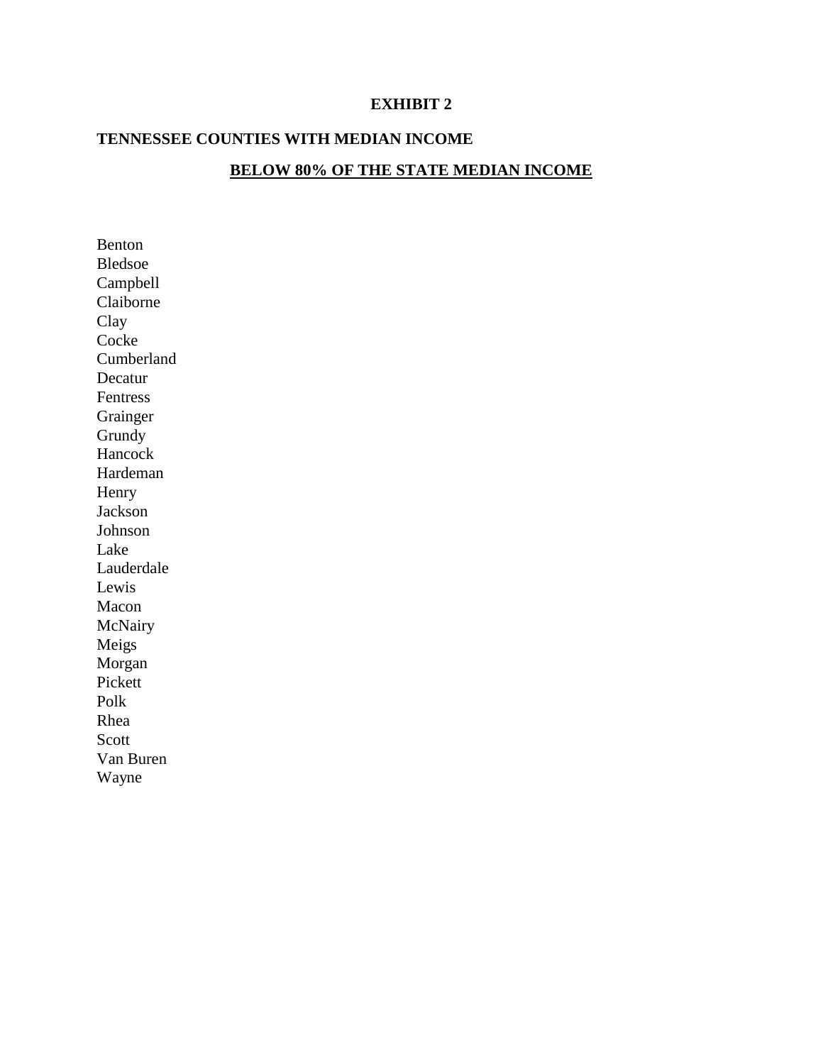# EXHIBIT 2

## TENNESSEE COUNTIES WITH MEDIAN INCOME

## BELOW 80% OF THE STATE MEDIAN INCOME

Benton
Bledsoe
Campbell
Claiborne
Clay
Cocke
Cumberland
Decatur
Fentress
Grainger
Grundy
Hancock
Hardeman
Henry
Jackson
Johnson
Lake
Lauderdale
Lewis
Macon
McNairy
Meigs
Morgan
Pickett
Polk
Rhea
Scott
Van Buren
Wayne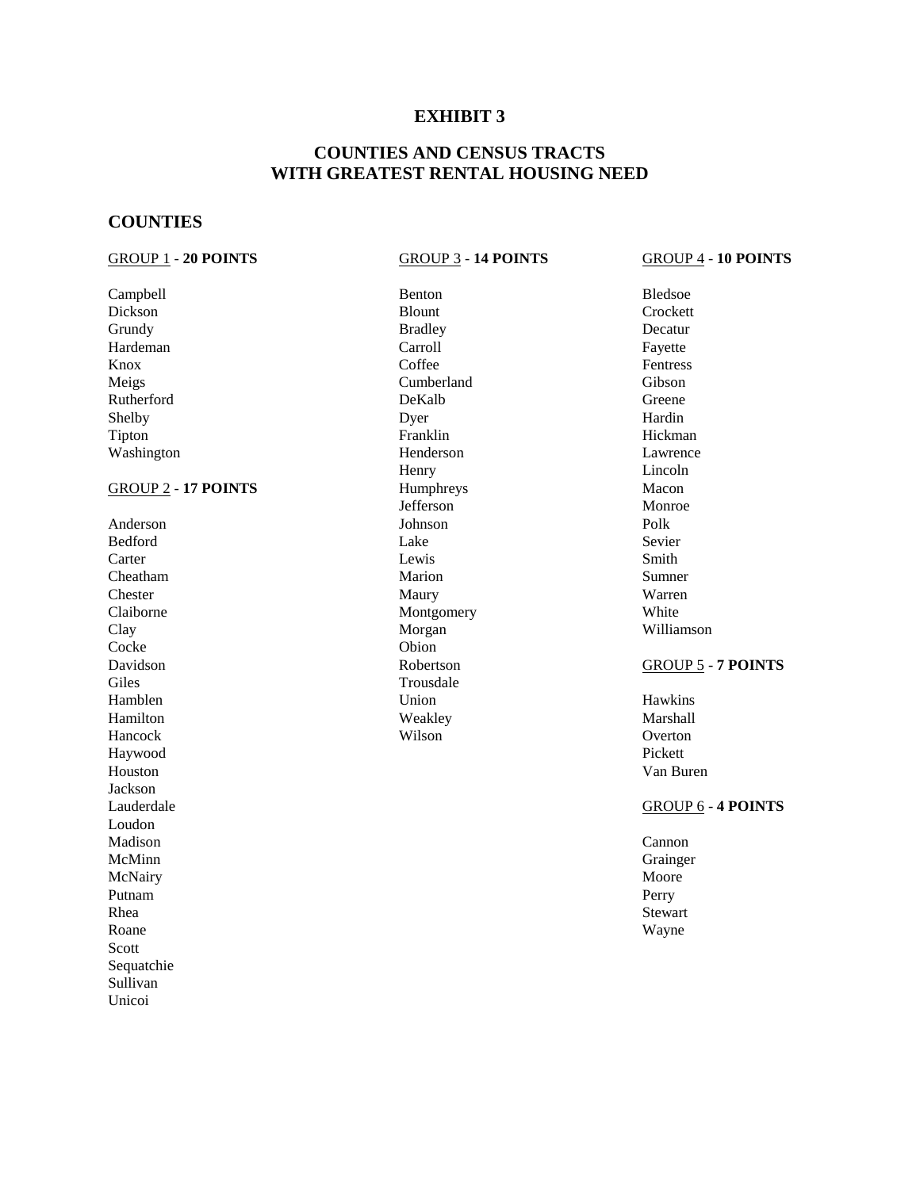# EXHIBIT 3

## COUNTIES AND CENSUS TRACTS WITH GREATEST RENTAL HOUSING NEED

### COUNTIES

GROUP 1 - **20 POINTS**

Campbell
Dickson
Grundy
Hardeman
Knox
Meigs
Rutherford
Shelby
Tipton
Washington

GROUP 2 - **17 POINTS**

Anderson
Bedford
Carter
Cheatham
Chester
Claiborne
Clay
Cocke
Davidson
Giles
Hamblen
Hamilton
Hancock
Haywood
Houston
Jackson
Lauderdale
Loudon
Madison
McMinn
McNairy
Putnam
Rhea
Roane
Scott
Sequatchie
Sullivan
Unicoi

GROUP 3 - **14 POINTS**

Benton
Blount
Bradley
Carroll
Coffee
Cumberland
DeKalb
Dyer
Franklin
Henderson
Henry
Humphreys
Jefferson
Johnson
Lake
Lewis
Marion
Maury
Montgomery
Morgan
Obion
Robertson
Trousdale
Union
Weakley
Wilson

GROUP 4 - **10 POINTS**

Bledsoe
Crockett
Decatur
Fayette
Fentress
Gibson
Greene
Hardin
Hickman
Lawrence
Lincoln
Macon
Monroe
Polk
Sevier
Smith
Sumner
Warren
White
Williamson

GROUP 5 - **7 POINTS**

Hawkins
Marshall
Overton
Pickett
Van Buren

GROUP 6 - **4 POINTS**

Cannon
Grainger
Moore
Perry
Stewart
Wayne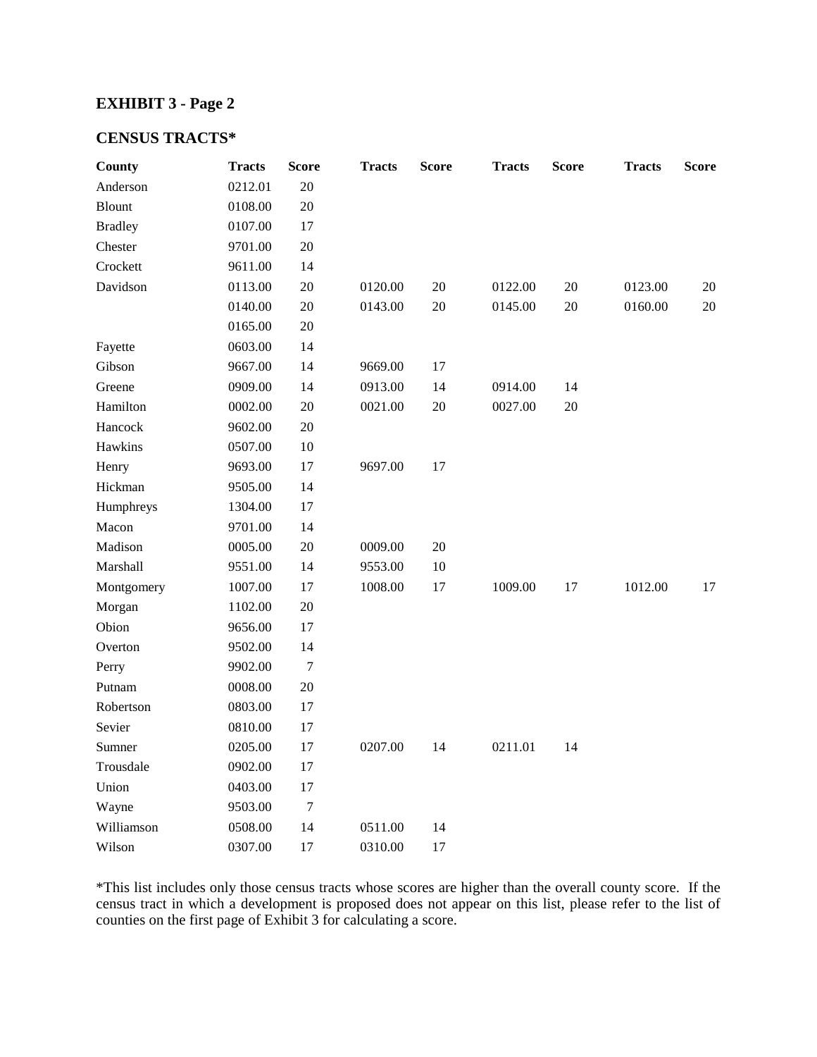**EXHIBIT 3 - Page 2**

**CENSUS TRACTS***

| County | Tracts | Score | Tracts | Score | Tracts | Score | Tracts | Score |
|---|---|---|---|---|---|---|---|---|
| Anderson | 0212.01 | 20 | | | | | | |
| Blount | 0108.00 | 20 | | | | | | |
| Bradley | 0107.00 | 17 | | | | | | |
| Chester | 9701.00 | 20 | | | | | | |
| Crockett | 9611.00 | 14 | | | | | | |
| Davidson | 0113.00 | 20 | 0120.00 | 20 | 0122.00 | 20 | 0123.00 | 20 |
| | 0140.00 | 20 | 0143.00 | 20 | 0145.00 | 20 | 0160.00 | 20 |
| | 0165.00 | 20 | | | | | | |
| Fayette | 0603.00 | 14 | | | | | | |
| Gibson | 9667.00 | 14 | 9669.00 | 17 | | | | |
| Greene | 0909.00 | 14 | 0913.00 | 14 | 0914.00 | 14 | | |
| Hamilton | 0002.00 | 20 | 0021.00 | 20 | 0027.00 | 20 | | |
| Hancock | 9602.00 | 20 | | | | | | |
| Hawkins | 0507.00 | 10 | | | | | | |
| Henry | 9693.00 | 17 | 9697.00 | 17 | | | | |
| Hickman | 9505.00 | 14 | | | | | | |
| Humphreys | 1304.00 | 17 | | | | | | |
| Macon | 9701.00 | 14 | | | | | | |
| Madison | 0005.00 | 20 | 0009.00 | 20 | | | | |
| Marshall | 9551.00 | 14 | 9553.00 | 10 | | | | |
| Montgomery | 1007.00 | 17 | 1008.00 | 17 | 1009.00 | 17 | 1012.00 | 17 |
| Morgan | 1102.00 | 20 | | | | | | |
| Obion | 9656.00 | 17 | | | | | | |
| Overton | 9502.00 | 14 | | | | | | |
| Perry | 9902.00 | 7 | | | | | | |
| Putnam | 0008.00 | 20 | | | | | | |
| Robertson | 0803.00 | 17 | | | | | | |
| Sevier | 0810.00 | 17 | | | | | | |
| Sumner | 0205.00 | 17 | 0207.00 | 14 | 0211.01 | 14 | | |
| Trousdale | 0902.00 | 17 | | | | | | |
| Union | 0403.00 | 17 | | | | | | |
| Wayne | 9503.00 | 7 | | | | | | |
| Williamson | 0508.00 | 14 | 0511.00 | 14 | | | | |
| Wilson | 0307.00 | 17 | 0310.00 | 17 | | | | |

*This list includes only those census tracts whose scores are higher than the overall county score. If the census tract in which a development is proposed does not appear on this list, please refer to the list of counties on the first page of Exhibit 3 for calculating a score.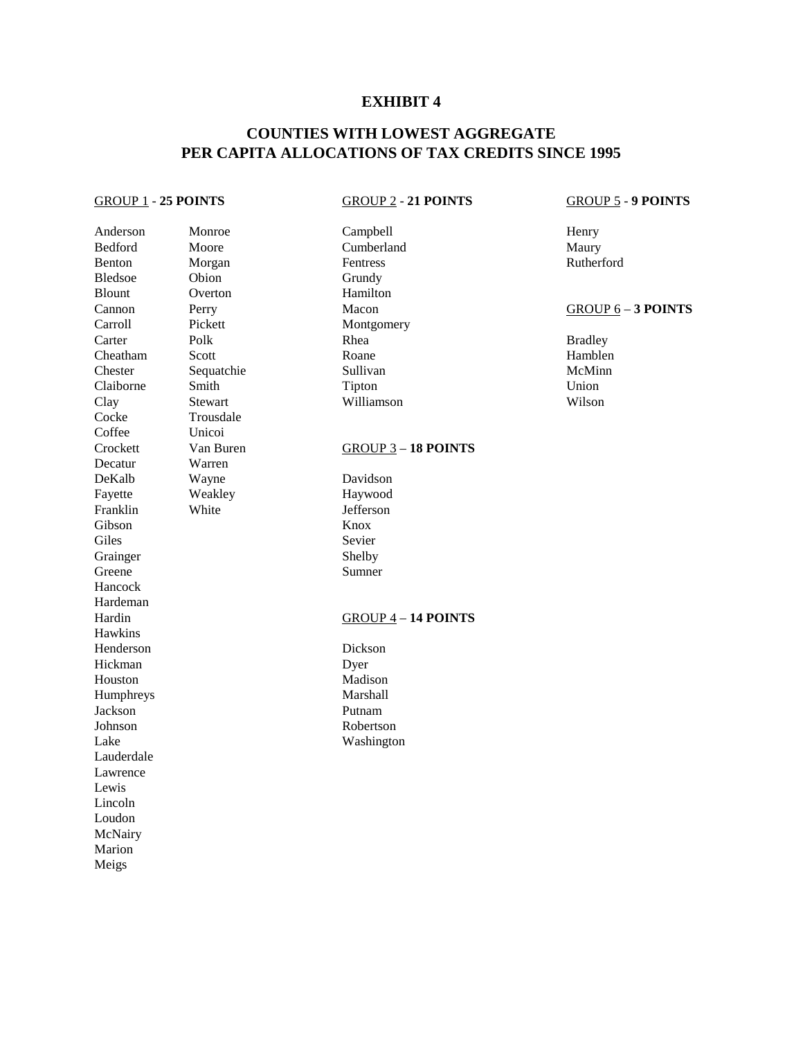# EXHIBIT 4

## COUNTIES WITH LOWEST AGGREGATE PER CAPITA ALLOCATIONS OF TAX CREDITS SINCE 1995

GROUP 1 - **25 POINTS**

Anderson
Bedford
Benton
Bledsoe
Blount
Cannon
Carroll
Carter
Cheatham
Chester
Claiborne
Clay
Cocke
Coffee
Crockett
Decatur
DeKalb
Fayette
Franklin
Gibson
Giles
Grainger
Greene
Hancock
Hardeman
Hardin
Hawkins
Henderson
Hickman
Houston
Humphreys
Jackson
Johnson
Lake
Lauderdale
Lawrence
Lewis
Lincoln
Loudon
McNairy
Marion
Meigs
Monroe
Moore
Morgan
Obion
Overton
Perry
Pickett
Polk
Scott
Sequatchie
Smith
Stewart
Trousdale
Unicoi
Van Buren
Warren
Wayne
Weakley
White

GROUP 2 - **21 POINTS**

Campbell
Cumberland
Fentress
Grundy
Hamilton
Macon
Montgomery
Rhea
Roane
Sullivan
Tipton
Williamson

GROUP 3 – **18 POINTS**

Davidson
Haywood
Jefferson
Knox
Sevier
Shelby
Sumner

GROUP 4 – **14 POINTS**

Dickson
Dyer
Madison
Marshall
Putnam
Robertson
Washington

GROUP 5 - **9 POINTS**

Henry
Maury
Rutherford

GROUP 6 – **3 POINTS**

Bradley
Hamblen
McMinn
Union
Wilson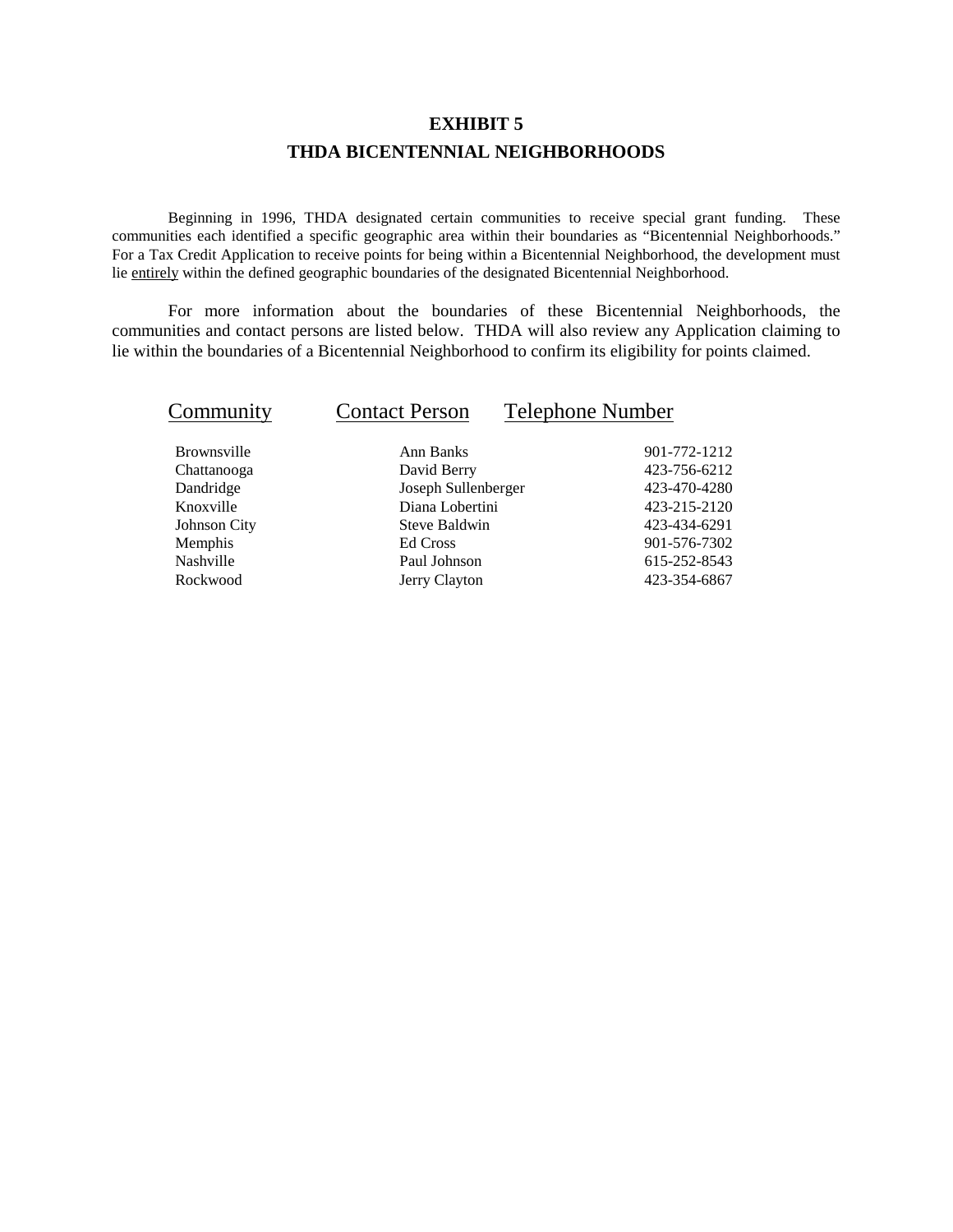# EXHIBIT 5

## THDA BICENTENNIAL NEIGHBORHOODS

Beginning in 1996, THDA designated certain communities to receive special grant funding. These communities each identified a specific geographic area within their boundaries as "Bicentennial Neighborhoods." For a Tax Credit Application to receive points for being within a Bicentennial Neighborhood, the development must lie entirely within the defined geographic boundaries of the designated Bicentennial Neighborhood.

For more information about the boundaries of these Bicentennial Neighborhoods, the communities and contact persons are listed below. THDA will also review any Application claiming to lie within the boundaries of a Bicentennial Neighborhood to confirm its eligibility for points claimed.

| Community | Contact Person | Telephone Number |
|---|---|---|
| Brownsville | Ann Banks | 901-772-1212 |
| Chattanooga | David Berry | 423-756-6212 |
| Dandridge | Joseph Sullenberger | 423-470-4280 |
| Knoxville | Diana Lobertini | 423-215-2120 |
| Johnson City | Steve Baldwin | 423-434-6291 |
| Memphis | Ed Cross | 901-576-7302 |
| Nashville | Paul Johnson | 615-252-8543 |
| Rockwood | Jerry Clayton | 423-354-6867 |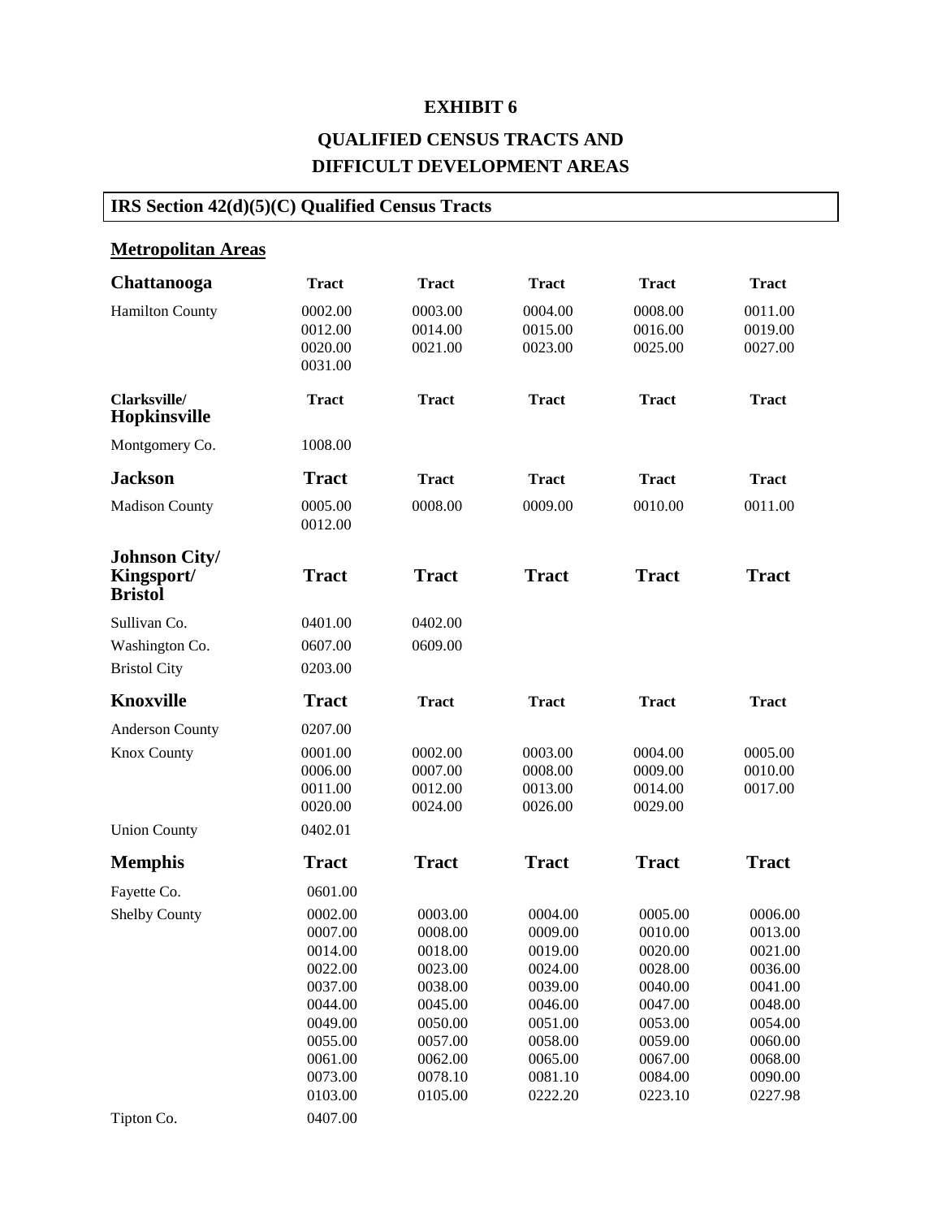**EXHIBIT 6**

**QUALIFIED CENSUS TRACTS AND DIFFICULT DEVELOPMENT AREAS**

## IRS Section 42(d)(5)(C) Qualified Census Tracts

### Metropolitan Areas

| Chattanooga | Tract | Tract | Tract | Tract | Tract |
|---|---|---|---|---|---|
| Hamilton County | 0002.00 | 0003.00 | 0004.00 | 0008.00 | 0011.00 |
| | 0012.00 | 0014.00 | 0015.00 | 0016.00 | 0019.00 |
| | 0020.00 | 0021.00 | 0023.00 | 0025.00 | 0027.00 |
| | 0031.00 | | | | |

| Clarksville/ Hopkinsville | Tract | Tract | Tract | Tract | Tract |
|---|---|---|---|---|---|
| Montgomery Co. | 1008.00 | | | | |

| Jackson | Tract | Tract | Tract | Tract | Tract |
|---|---|---|---|---|---|
| Madison County | 0005.00 | 0008.00 | 0009.00 | 0010.00 | 0011.00 |
| | 0012.00 | | | | |

| Johnson City/ Kingsport/ Bristol | Tract | Tract | Tract | Tract | Tract |
|---|---|---|---|---|---|
| Sullivan Co. | 0401.00 | 0402.00 | | | |
| Washington Co. | 0607.00 | 0609.00 | | | |
| Bristol City | 0203.00 | | | | |

| Knoxville | Tract | Tract | Tract | Tract | Tract |
|---|---|---|---|---|---|
| Anderson County | 0207.00 | | | | |
| Knox County | 0001.00 | 0002.00 | 0003.00 | 0004.00 | 0005.00 |
| | 0006.00 | 0007.00 | 0008.00 | 0009.00 | 0010.00 |
| | 0011.00 | 0012.00 | 0013.00 | 0014.00 | 0017.00 |
| | 0020.00 | 0024.00 | 0026.00 | 0029.00 | |
| Union County | 0402.01 | | | | |

| Memphis | Tract | Tract | Tract | Tract | Tract |
|---|---|---|---|---|---|
| Fayette Co. | 0601.00 | | | | |
| Shelby County | 0002.00 | 0003.00 | 0004.00 | 0005.00 | 0006.00 |
| | 0007.00 | 0008.00 | 0009.00 | 0010.00 | 0013.00 |
| | 0014.00 | 0018.00 | 0019.00 | 0020.00 | 0021.00 |
| | 0022.00 | 0023.00 | 0024.00 | 0028.00 | 0036.00 |
| | 0037.00 | 0038.00 | 0039.00 | 0040.00 | 0041.00 |
| | 0044.00 | 0045.00 | 0046.00 | 0047.00 | 0048.00 |
| | 0049.00 | 0050.00 | 0051.00 | 0053.00 | 0054.00 |
| | 0055.00 | 0057.00 | 0058.00 | 0059.00 | 0060.00 |
| | 0061.00 | 0062.00 | 0065.00 | 0067.00 | 0068.00 |
| | 0073.00 | 0078.10 | 0081.10 | 0084.00 | 0090.00 |
| | 0103.00 | 0105.00 | 0222.20 | 0223.10 | 0227.98 |
| Tipton Co. | 0407.00 | | | | |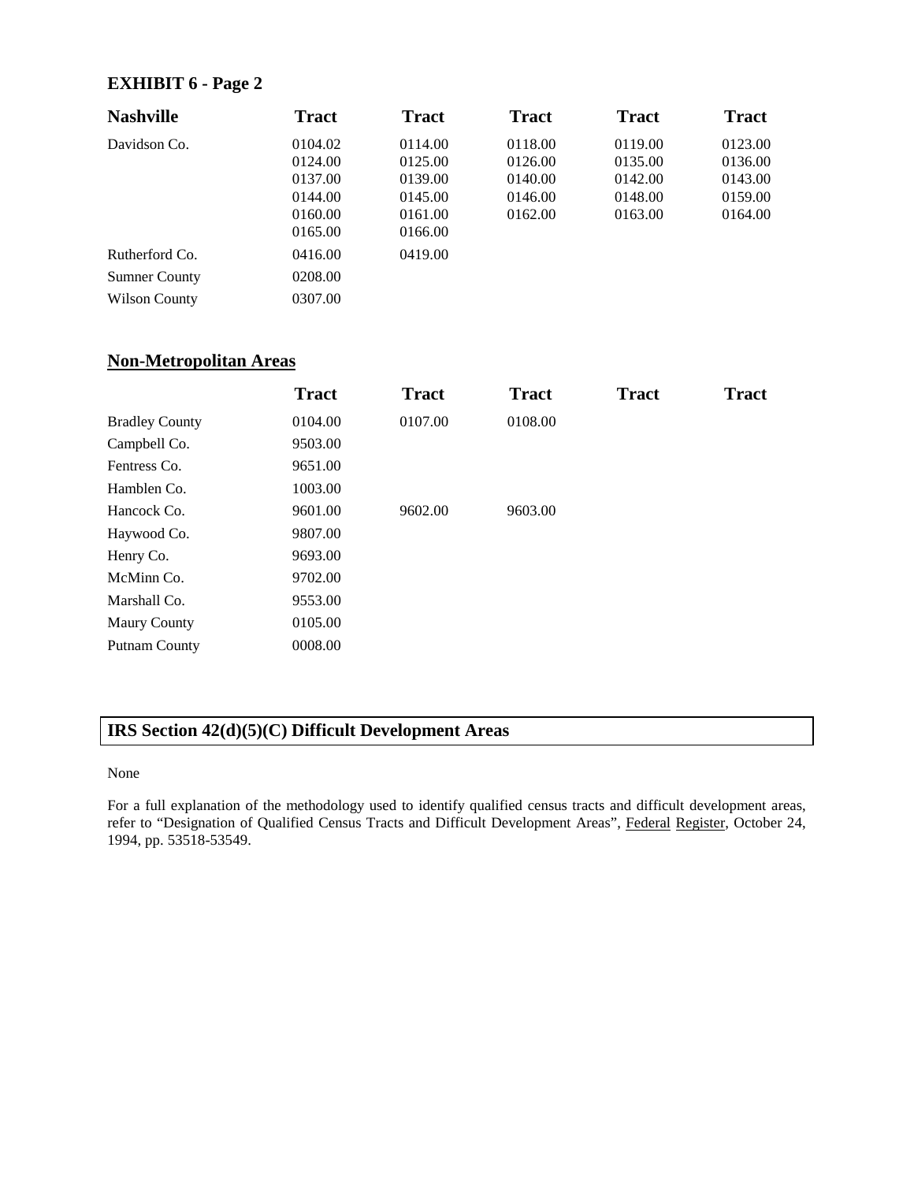## EXHIBIT 6 - Page 2

| Nashville | Tract | Tract | Tract | Tract | Tract |
|---|---|---|---|---|---|
| Davidson Co. | 0104.02 | 0114.00 | 0118.00 | 0119.00 | 0123.00 |
| | 0124.00 | 0125.00 | 0126.00 | 0135.00 | 0136.00 |
| | 0137.00 | 0139.00 | 0140.00 | 0142.00 | 0143.00 |
| | 0144.00 | 0145.00 | 0146.00 | 0148.00 | 0159.00 |
| | 0160.00 | 0161.00 | 0162.00 | 0163.00 | 0164.00 |
| | 0165.00 | 0166.00 | | | |
| Rutherford Co. | 0416.00 | 0419.00 | | | |
| Sumner County | 0208.00 | | | | |
| Wilson County | 0307.00 | | | | |

### Non-Metropolitan Areas

| | Tract | Tract | Tract | Tract | Tract |
|---|---|---|---|---|---|
| Bradley County | 0104.00 | 0107.00 | 0108.00 | | |
| Campbell Co. | 9503.00 | | | | |
| Fentress Co. | 9651.00 | | | | |
| Hamblen Co. | 1003.00 | | | | |
| Hancock Co. | 9601.00 | 9602.00 | 9603.00 | | |
| Haywood Co. | 9807.00 | | | | |
| Henry Co. | 9693.00 | | | | |
| McMinn Co. | 9702.00 | | | | |
| Marshall Co. | 9553.00 | | | | |
| Maury County | 0105.00 | | | | |
| Putnam County | 0008.00 | | | | |

### IRS Section 42(d)(5)(C) Difficult Development Areas

None

For a full explanation of the methodology used to identify qualified census tracts and difficult development areas, refer to "Designation of Qualified Census Tracts and Difficult Development Areas", Federal Register, October 24, 1994, pp. 53518-53549.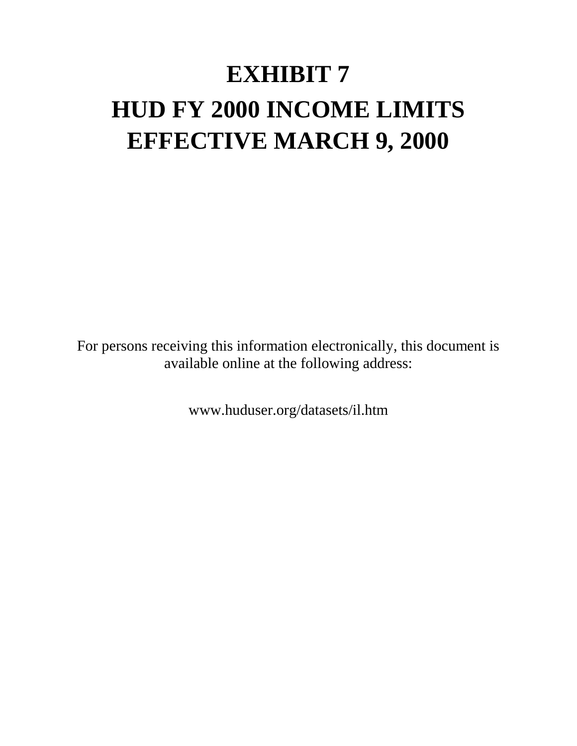# EXHIBIT 7

# HUD FY 2000 INCOME LIMITS EFFECTIVE MARCH 9, 2000

For persons receiving this information electronically, this document is available online at the following address:

www.huduser.org/datasets/il.htm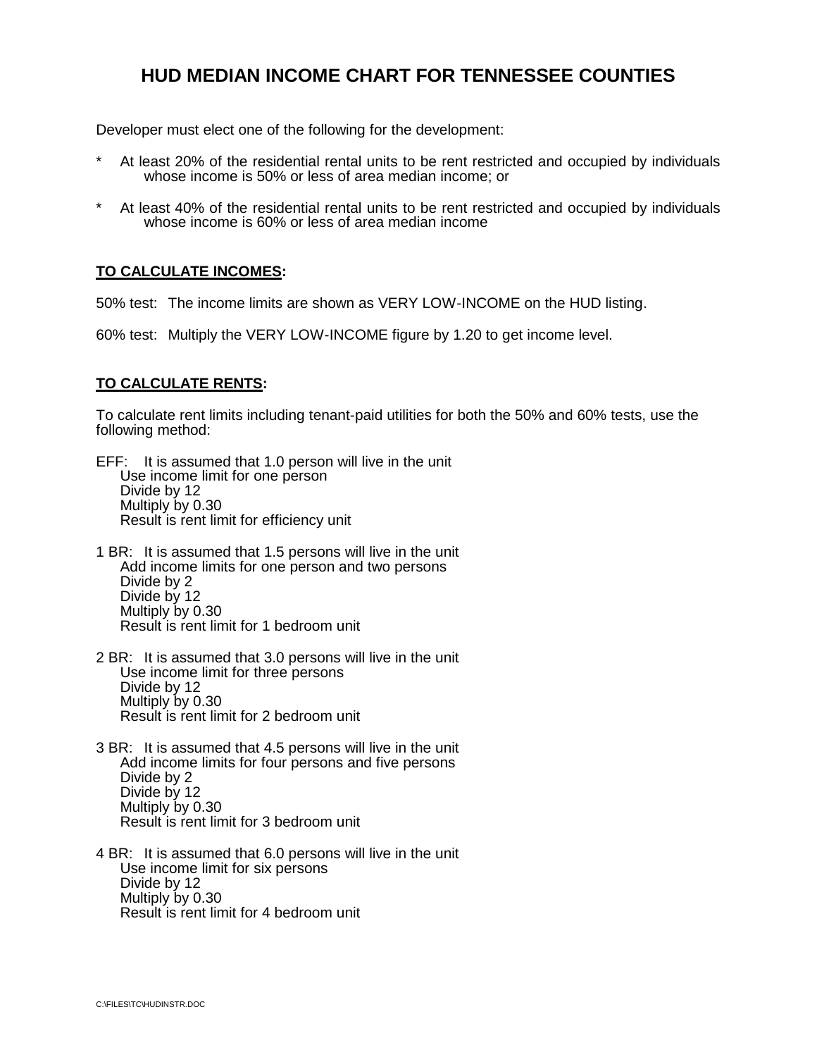# HUD MEDIAN INCOME CHART FOR TENNESSEE COUNTIES

Developer must elect one of the following for the development:

* At least 20% of the residential rental units to be rent restricted and occupied by individuals whose income is 50% or less of area median income; or

* At least 40% of the residential rental units to be rent restricted and occupied by individuals whose income is 60% or less of area median income

**TO CALCULATE INCOMES:**

50% test: The income limits are shown as VERY LOW-INCOME on the HUD listing.

60% test: Multiply the VERY LOW-INCOME figure by 1.20 to get income level.

**TO CALCULATE RENTS:**

To calculate rent limits including tenant-paid utilities for both the 50% and 60% tests, use the following method:

EFF: It is assumed that 1.0 person will live in the unit
Use income limit for one person
Divide by 12
Multiply by 0.30
Result is rent limit for efficiency unit

1 BR: It is assumed that 1.5 persons will live in the unit
Add income limits for one person and two persons
Divide by 2
Divide by 12
Multiply by 0.30
Result is rent limit for 1 bedroom unit

2 BR: It is assumed that 3.0 persons will live in the unit
Use income limit for three persons
Divide by 12
Multiply by 0.30
Result is rent limit for 2 bedroom unit

3 BR: It is assumed that 4.5 persons will live in the unit
Add income limits for four persons and five persons
Divide by 2
Divide by 12
Multiply by 0.30
Result is rent limit for 3 bedroom unit

4 BR: It is assumed that 6.0 persons will live in the unit
Use income limit for six persons
Divide by 12
Multiply by 0.30
Result is rent limit for 4 bedroom unit

C:\FILES\TC\HUDINSTR.DOC